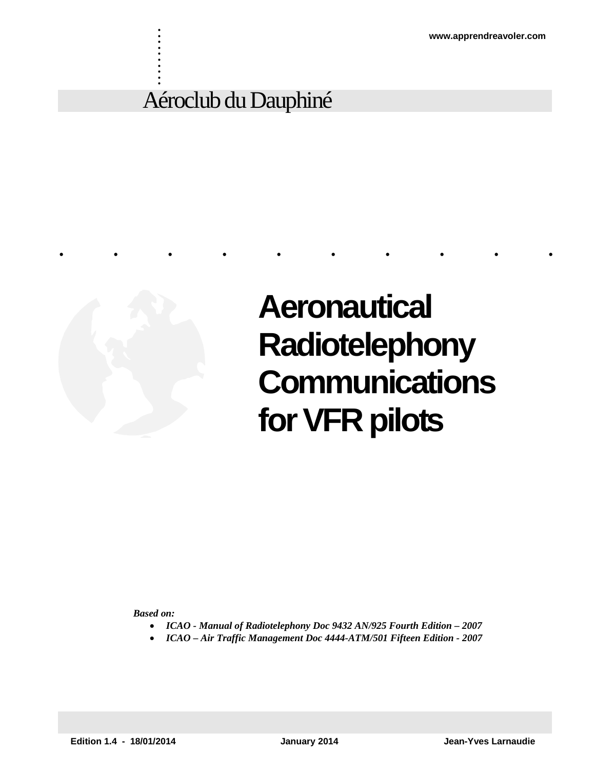www.apprendreavoler.com

Aéroclub du Dauphiné

# Aeronautical Radiotelephony Communications for VFR pilots

***Based on:***

- ***ICAO - Manual of Radiotelephony Doc 9432 AN/925 Fourth Edition – 2007***
- ***ICAO – Air Traffic Management Doc 4444-ATM/501 Fifteen Edition - 2007***

**Edition 1.4 - 18/01/2014** **January 2014** **Jean-Yves Larnaudie**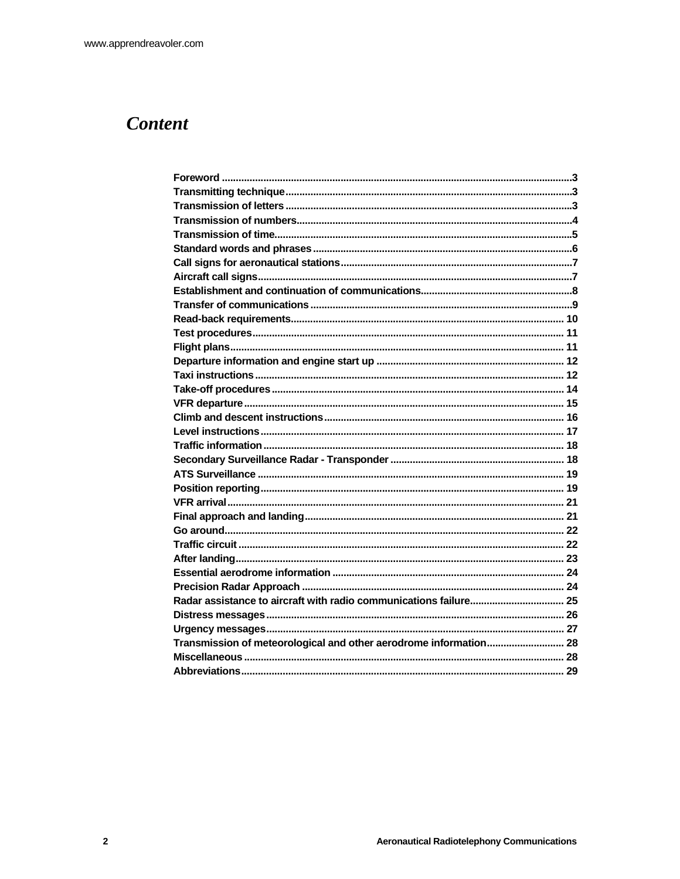# Content

| | |
|---|---|
| **Foreword** | **3** |
| **Transmitting technique** | **3** |
| **Transmission of letters** | **3** |
| **Transmission of numbers** | **4** |
| **Transmission of time** | **5** |
| **Standard words and phrases** | **6** |
| **Call signs for aeronautical stations** | **7** |
| **Aircraft call signs** | **7** |
| **Establishment and continuation of communications** | **8** |
| **Transfer of communications** | **9** |
| **Read-back requirements** | **10** |
| **Test procedures** | **11** |
| **Flight plans** | **11** |
| **Departure information and engine start up** | **12** |
| **Taxi instructions** | **12** |
| **Take-off procedures** | **14** |
| **VFR departure** | **15** |
| **Climb and descent instructions** | **16** |
| **Level instructions** | **17** |
| **Traffic information** | **18** |
| **Secondary Surveillance Radar - Transponder** | **18** |
| **ATS Surveillance** | **19** |
| **Position reporting** | **19** |
| **VFR arrival** | **21** |
| **Final approach and landing** | **21** |
| **Go around** | **22** |
| **Traffic circuit** | **22** |
| **After landing** | **23** |
| **Essential aerodrome information** | **24** |
| **Precision Radar Approach** | **24** |
| **Radar assistance to aircraft with radio communications failure** | **25** |
| **Distress messages** | **26** |
| **Urgency messages** | **27** |
| **Transmission of meteorological and other aerodrome information** | **28** |
| **Miscellaneous** | **28** |
| **Abbreviations** | **29** |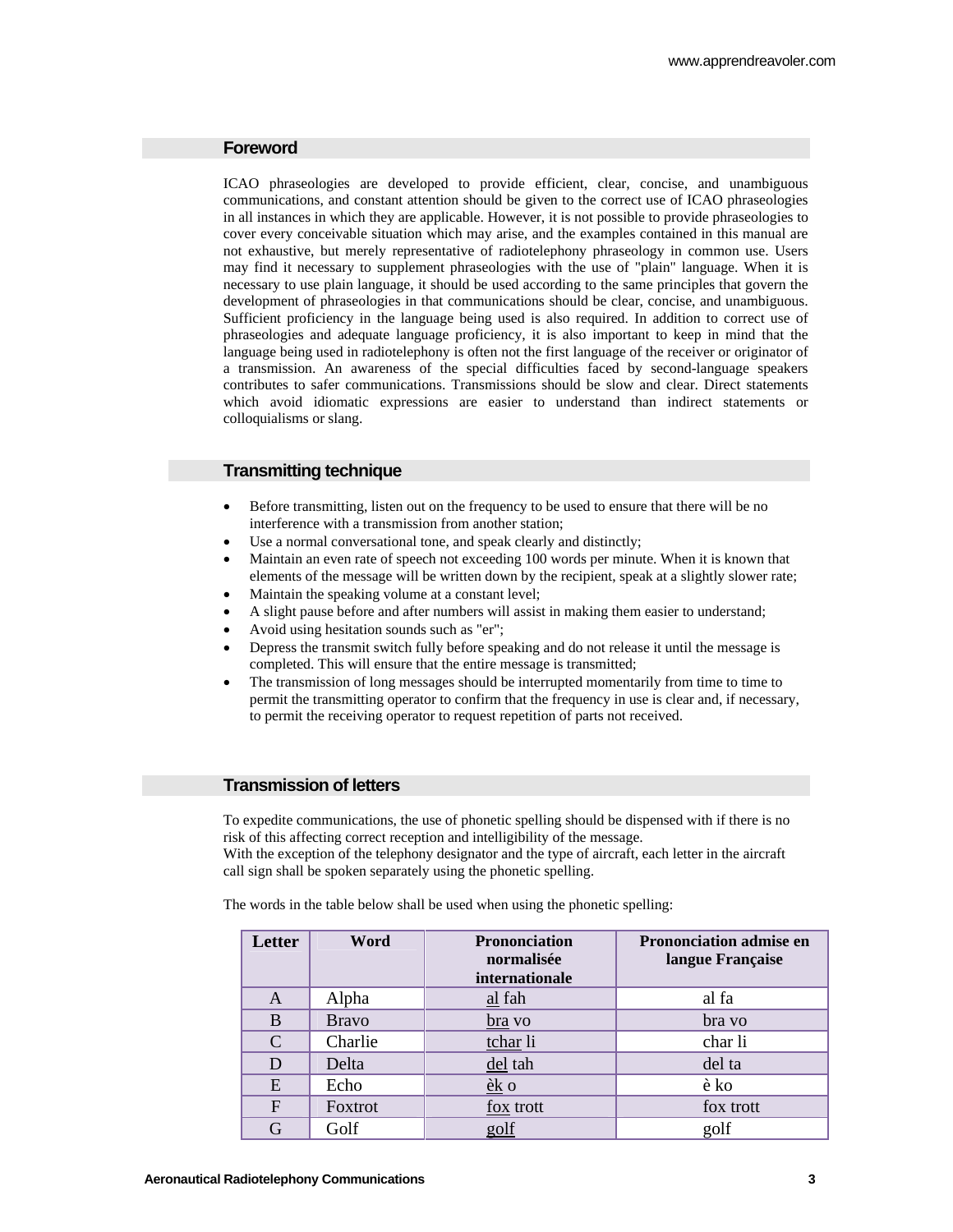## Foreword

ICAO phraseologies are developed to provide efficient, clear, concise, and unambiguous communications, and constant attention should be given to the correct use of ICAO phraseologies in all instances in which they are applicable. However, it is not possible to provide phraseologies to cover every conceivable situation which may arise, and the examples contained in this manual are not exhaustive, but merely representative of radiotelephony phraseology in common use. Users may find it necessary to supplement phraseologies with the use of "plain" language. When it is necessary to use plain language, it should be used according to the same principles that govern the development of phraseologies in that communications should be clear, concise, and unambiguous. Sufficient proficiency in the language being used is also required. In addition to correct use of phraseologies and adequate language proficiency, it is also important to keep in mind that the language being used in radiotelephony is often not the first language of the receiver or originator of a transmission. An awareness of the special difficulties faced by second-language speakers contributes to safer communications. Transmissions should be slow and clear. Direct statements which avoid idiomatic expressions are easier to understand than indirect statements or colloquialisms or slang.

## Transmitting technique

- Before transmitting, listen out on the frequency to be used to ensure that there will be no interference with a transmission from another station;
- Use a normal conversational tone, and speak clearly and distinctly;
- Maintain an even rate of speech not exceeding 100 words per minute. When it is known that elements of the message will be written down by the recipient, speak at a slightly slower rate;
- Maintain the speaking volume at a constant level;
- A slight pause before and after numbers will assist in making them easier to understand;
- Avoid using hesitation sounds such as "er";
- Depress the transmit switch fully before speaking and do not release it until the message is completed. This will ensure that the entire message is transmitted;
- The transmission of long messages should be interrupted momentarily from time to time to permit the transmitting operator to confirm that the frequency in use is clear and, if necessary, to permit the receiving operator to request repetition of parts not received.

## Transmission of letters

To expedite communications, the use of phonetic spelling should be dispensed with if there is no risk of this affecting correct reception and intelligibility of the message.
With the exception of the telephony designator and the type of aircraft, each letter in the aircraft call sign shall be spoken separately using the phonetic spelling.

The words in the table below shall be used when using the phonetic spelling:

| Letter | Word | Prononciation normalisée internationale | Prononciation admise en langue Française |
|---|---|---|---|
| A | Alpha | <u>al</u> fah | al fa |
| B | Bravo | <u>bra</u> vo | bra vo |
| C | Charlie | <u>tchar</u> li | char li |
| D | Delta | <u>del</u> tah | del ta |
| E | Echo | <u>èk</u> o | è ko |
| F | Foxtrot | <u>fox</u> trott | fox trott |
| G | Golf | <u>golf</u> | golf |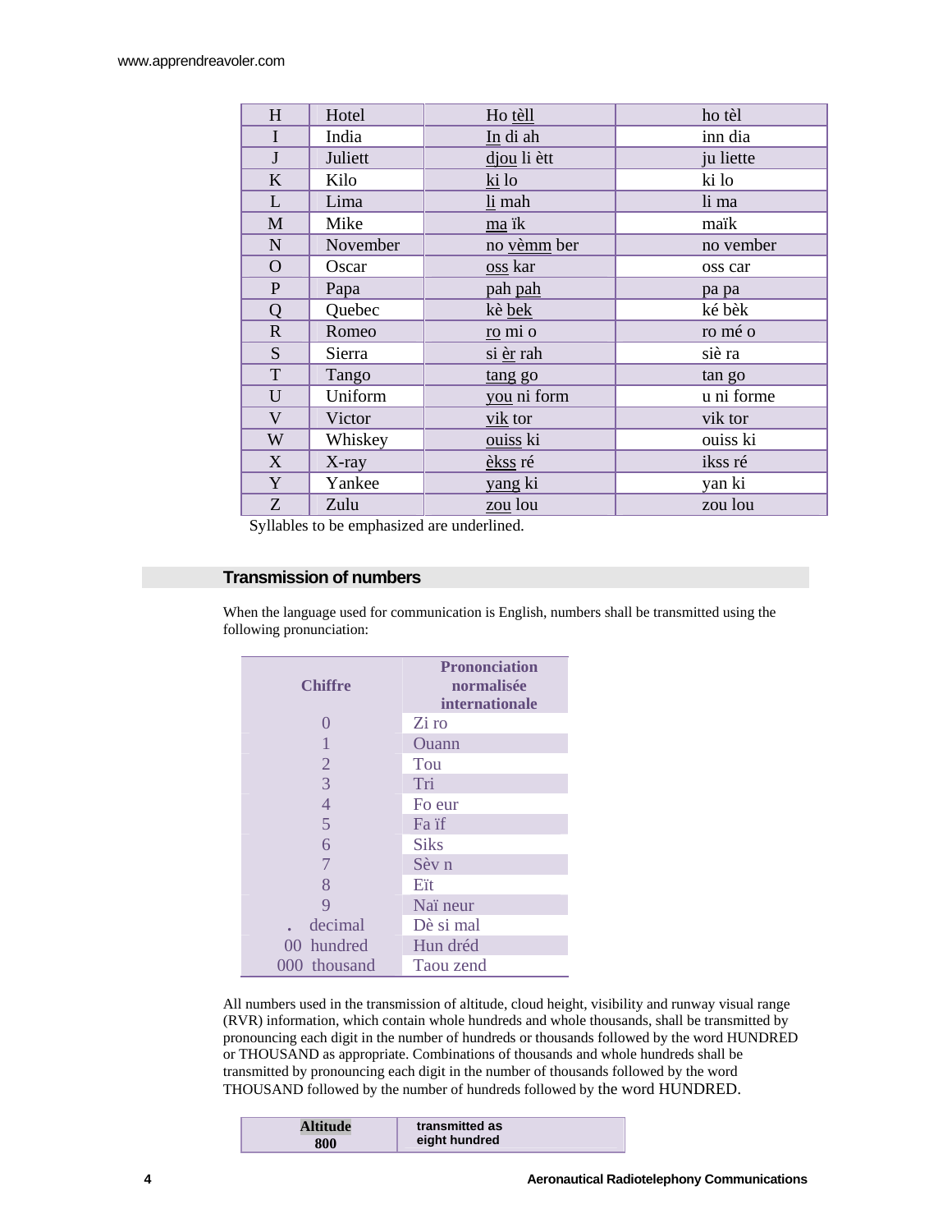| H | Hotel | Ho <u>tèll</u> | ho tèl |
|---|---|---|---|
| I | India | <u>In</u> di ah | inn dia |
| J | Juliett | <u>djou</u> li ètt | ju liette |
| K | Kilo | <u>ki</u> lo | ki lo |
| L | Lima | <u>li</u> mah | li ma |
| M | Mike | <u>ma</u> ïk | maïk |
| N | November | no <u>vèmm</u> ber | no vember |
| O | Oscar | <u>oss</u> kar | oss car |
| P | Papa | pah <u>pah</u> | pa pa |
| Q | Quebec | kè <u>bek</u> | ké bèk |
| R | Romeo | <u>ro</u> mi o | ro mé o |
| S | Sierra | si <u>èr</u> rah | siè ra |
| T | Tango | <u>tang</u> go | tan go |
| U | Uniform | <u>you</u> ni form | u ni forme |
| V | Victor | <u>vik</u> tor | vik tor |
| W | Whiskey | <u>ouiss</u> ki | ouiss ki |
| X | X-ray | <u>èkss</u> ré | ikss ré |
| Y | Yankee | <u>yang</u> ki | yan ki |
| Z | Zulu | <u>zou</u> lou | zou lou |

Syllables to be emphasized are underlined.

## Transmission of numbers

When the language used for communication is English, numbers shall be transmitted using the following pronunciation:

| Chiffre | Prononciation normalisée internationale |
|---|---|
| 0 | Zi ro |
| 1 | Ouann |
| 2 | Tou |
| 3 | Tri |
| 4 | Fo eur |
| 5 | Fa ïf |
| 6 | Siks |
| 7 | Sèv n |
| 8 | Eït |
| 9 | Naï neur |
| . decimal | Dè si mal |
| 00 hundred | Hun dréd |
| 000 thousand | Taou zend |

All numbers used in the transmission of altitude, cloud height, visibility and runway visual range (RVR) information, which contain whole hundreds and whole thousands, shall be transmitted by pronouncing each digit in the number of hundreds or thousands followed by the word HUNDRED or THOUSAND as appropriate. Combinations of thousands and whole hundreds shall be transmitted by pronouncing each digit in the number of thousands followed by the word THOUSAND followed by the number of hundreds followed by the word HUNDRED.

| Altitude | transmitted as |
|---|---|
| 800 | eight hundred |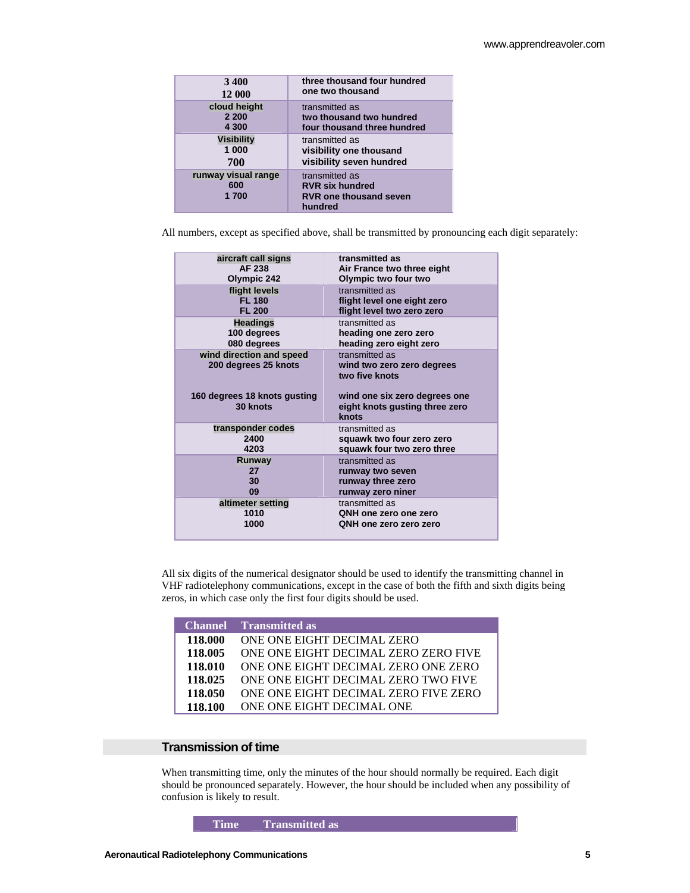| | |
|---|---|
| 3 400<br>12 000 | **three thousand four hundred**<br>**one two thousand** |
| **cloud height**<br>**2 200**<br>**4 300** | transmitted as<br>**two thousand two hundred**<br>**four thousand three hundred** |
| **Visibility**<br>**1 000**<br>**700** | transmitted as<br>**visibility one thousand**<br>**visibility seven hundred** |
| **runway visual range**<br>**600**<br>**1 700** | transmitted as<br>**RVR six hundred**<br>**RVR one thousand seven hundred** |

All numbers, except as specified above, shall be transmitted by pronouncing each digit separately:

| | |
|---|---|
| **aircraft call signs**<br>**AF 238**<br>**Olympic 242** | **transmitted as**<br>**Air France two three eight**<br>**Olympic two four two** |
| **flight levels**<br>**FL 180**<br>**FL 200** | transmitted as<br>**flight level one eight zero**<br>**flight level two zero zero** |
| **Headings**<br>**100 degrees**<br>**080 degrees** | transmitted as<br>**heading one zero zero**<br>**heading zero eight zero** |
| **wind direction and speed**<br>**200 degrees 25 knots**<br><br>**160 degrees 18 knots gusting 30 knots** | transmitted as<br>**wind two zero zero degrees two five knots**<br><br>**wind one six zero degrees one eight knots gusting three zero knots** |
| **transponder codes**<br>**2400**<br>**4203** | transmitted as<br>**squawk two four zero zero**<br>**squawk four two zero three** |
| **Runway**<br>**27**<br>**30**<br>**09** | transmitted as<br>**runway two seven**<br>**runway three zero**<br>**runway zero niner** |
| **altimeter setting**<br>**1010**<br>**1000** | transmitted as<br>**QNH one zero one zero**<br>**QNH one zero zero zero** |

All six digits of the numerical designator should be used to identify the transmitting channel in VHF radiotelephony communications, except in the case of both the fifth and sixth digits being zeros, in which case only the first four digits should be used.

| Channel | Transmitted as |
|---|---|
| **118.000** | ONE ONE EIGHT DECIMAL ZERO |
| **118.005** | ONE ONE EIGHT DECIMAL ZERO ZERO FIVE |
| **118.010** | ONE ONE EIGHT DECIMAL ZERO ONE ZERO |
| **118.025** | ONE ONE EIGHT DECIMAL ZERO TWO FIVE |
| **118.050** | ONE ONE EIGHT DECIMAL ZERO FIVE ZERO |
| **118.100** | ONE ONE EIGHT DECIMAL ONE |

## Transmission of time

When transmitting time, only the minutes of the hour should normally be required. Each digit should be pronounced separately. However, the hour should be included when any possibility of confusion is likely to result.

| Time | Transmitted as |
|---|---|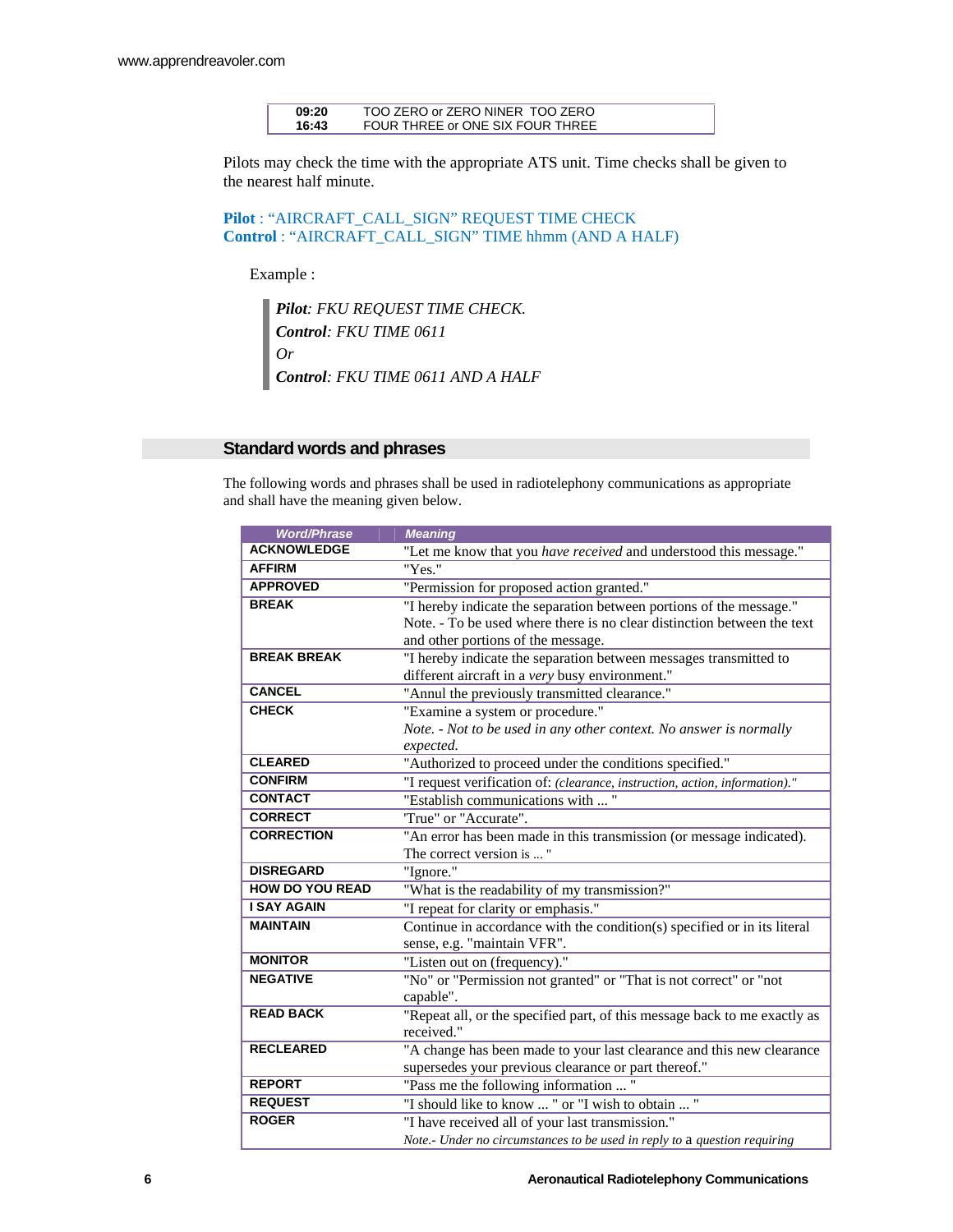| | |
|---|---|
| **09:20** | TOO ZERO or ZERO NINER TOO ZERO |
| **16:43** | FOUR THREE or ONE SIX FOUR THREE |

Pilots may check the time with the appropriate ATS unit. Time checks shall be given to the nearest half minute.

**Pilot** : "AIRCRAFT_CALL_SIGN" REQUEST TIME CHECK
**Control** : "AIRCRAFT_CALL_SIGN" TIME hhmm (AND A HALF)

Example :

> ***Pilot****: FKU REQUEST TIME CHECK.*
> ***Control****: FKU TIME 0611*
> *Or*
> ***Control****: FKU TIME 0611 AND A HALF*

## Standard words and phrases

The following words and phrases shall be used in radiotelephony communications as appropriate and shall have the meaning given below.

| *Word/Phrase* | *Meaning* |
|---|---|
| **ACKNOWLEDGE** | "Let me know that you *have received* and understood this message." |
| **AFFIRM** | "Yes." |
| **APPROVED** | "Permission for proposed action granted." |
| **BREAK** | "I hereby indicate the separation between portions of the message." Note. - To be used where there is no clear distinction between the text and other portions of the message. |
| **BREAK BREAK** | "I hereby indicate the separation between messages transmitted to different aircraft in a *very* busy environment." |
| **CANCEL** | "Annul the previously transmitted clearance." |
| **CHECK** | "Examine a system or procedure." *Note. - Not to be used in any other context. No answer is normally expected.* |
| **CLEARED** | "Authorized to proceed under the conditions specified." |
| **CONFIRM** | "I request verification of: *(clearance, instruction, action, information)."* |
| **CONTACT** | "Establish communications with ... " |
| **CORRECT** | 'True" or "Accurate". |
| **CORRECTION** | "An error has been made in this transmission (or message indicated). The correct version is ... " |
| **DISREGARD** | "Ignore." |
| **HOW DO YOU READ** | "What is the readability of my transmission?" |
| **I SAY AGAIN** | "I repeat for clarity or emphasis." |
| **MAINTAIN** | Continue in accordance with the condition(s) specified or in its literal sense, e.g. "maintain VFR". |
| **MONITOR** | "Listen out on (frequency)." |
| **NEGATIVE** | "No" or "Permission not granted" or "That is not correct" or "not capable". |
| **READ BACK** | "Repeat all, or the specified part, of this message back to me exactly as received." |
| **RECLEARED** | "A change has been made to your last clearance and this new clearance supersedes your previous clearance or part thereof." |
| **REPORT** | "Pass me the following information ... " |
| **REQUEST** | "I should like to know ... " or "I wish to obtain ... " |
| **ROGER** | "I have received all of your last transmission." *Note.- Under no circumstances to be used in reply to* a *question requiring* |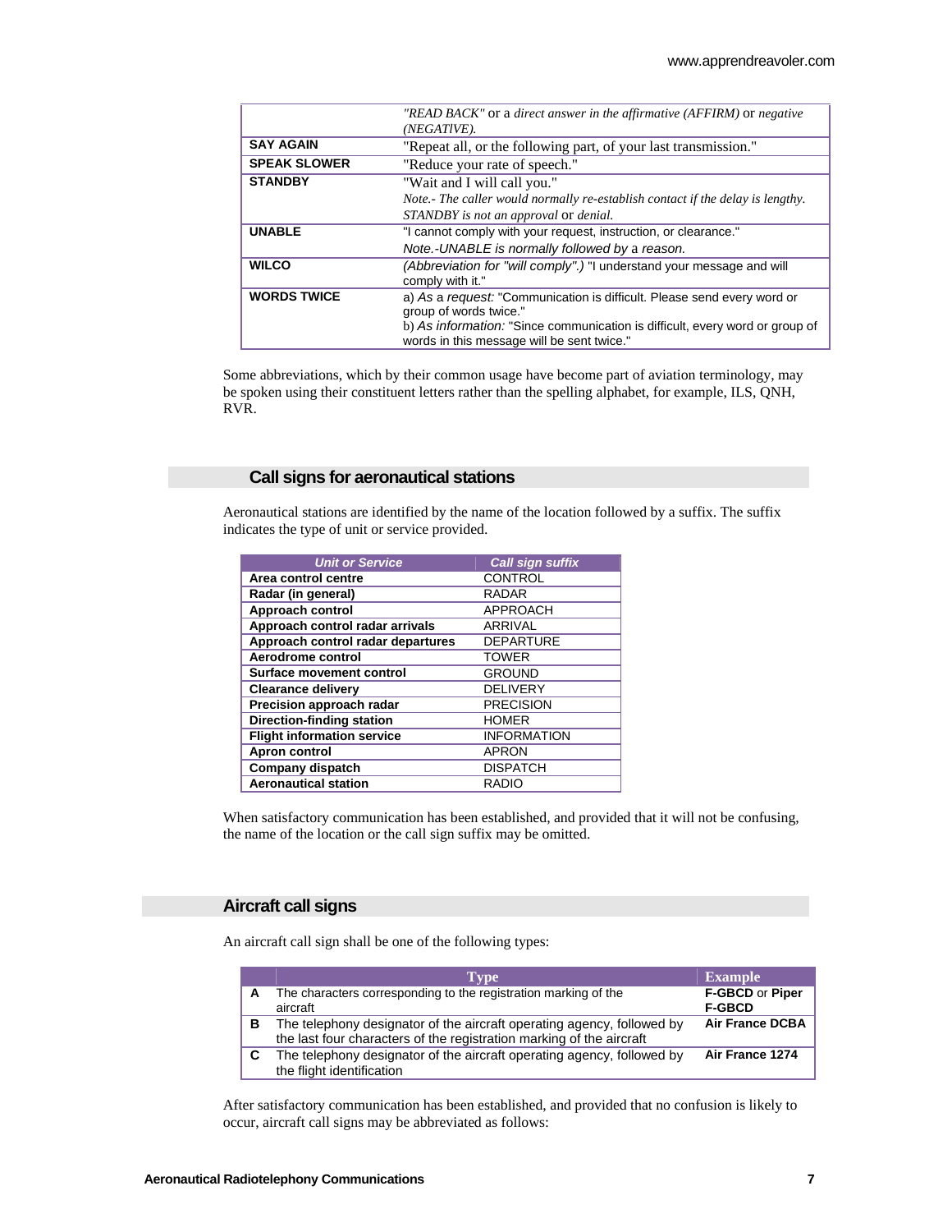| | |
|---|---|
| | *"READ BACK"* or a *direct answer in the affirmative (AFFIRM)* or *negative (NEGATIVE).* |
| **SAY AGAIN** | "Repeat all, or the following part, of your last transmission." |
| **SPEAK SLOWER** | "Reduce your rate of speech." |
| **STANDBY** | "Wait and I will call you."<br>*Note.- The caller would normally re-establish contact if the delay is lengthy. STANDBY is not an approval* or *denial.* |
| **UNABLE** | "I cannot comply with your request, instruction, or clearance."<br>*Note.-UNABLE is normally followed by* a *reason.* |
| **WILCO** | *(Abbreviation for "will comply".)* "I understand your message and will comply with it." |
| **WORDS TWICE** | a) *As* a *request:* "Communication is difficult. Please send every word or group of words twice."<br>b) *As information:* "Since communication is difficult, every word or group of words in this message will be sent twice." |

Some abbreviations, which by their common usage have become part of aviation terminology, may be spoken using their constituent letters rather than the spelling alphabet, for example, ILS, QNH, RVR.

## Call signs for aeronautical stations

Aeronautical stations are identified by the name of the location followed by a suffix. The suffix indicates the type of unit or service provided.

| Unit or Service | Call sign suffix |
|---|---|
| **Area control centre** | CONTROL |
| **Radar (in general)** | RADAR |
| **Approach control** | APPROACH |
| **Approach control radar arrivals** | ARRIVAL |
| **Approach control radar departures** | DEPARTURE |
| **Aerodrome control** | TOWER |
| **Surface movement control** | GROUND |
| **Clearance delivery** | DELIVERY |
| **Precision approach radar** | PRECISION |
| **Direction-finding station** | HOMER |
| **Flight information service** | INFORMATION |
| **Apron control** | APRON |
| **Company dispatch** | DISPATCH |
| **Aeronautical station** | RADIO |

When satisfactory communication has been established, and provided that it will not be confusing, the name of the location or the call sign suffix may be omitted.

## Aircraft call signs

An aircraft call sign shall be one of the following types:

| | Type | Example |
|---|---|---|
| **A** | The characters corresponding to the registration marking of the aircraft | **F-GBCD** or **Piper F-GBCD** |
| **B** | The telephony designator of the aircraft operating agency, followed by the last four characters of the registration marking of the aircraft | **Air France DCBA** |
| **C** | The telephony designator of the aircraft operating agency, followed by the flight identification | **Air France 1274** |

After satisfactory communication has been established, and provided that no confusion is likely to occur, aircraft call signs may be abbreviated as follows: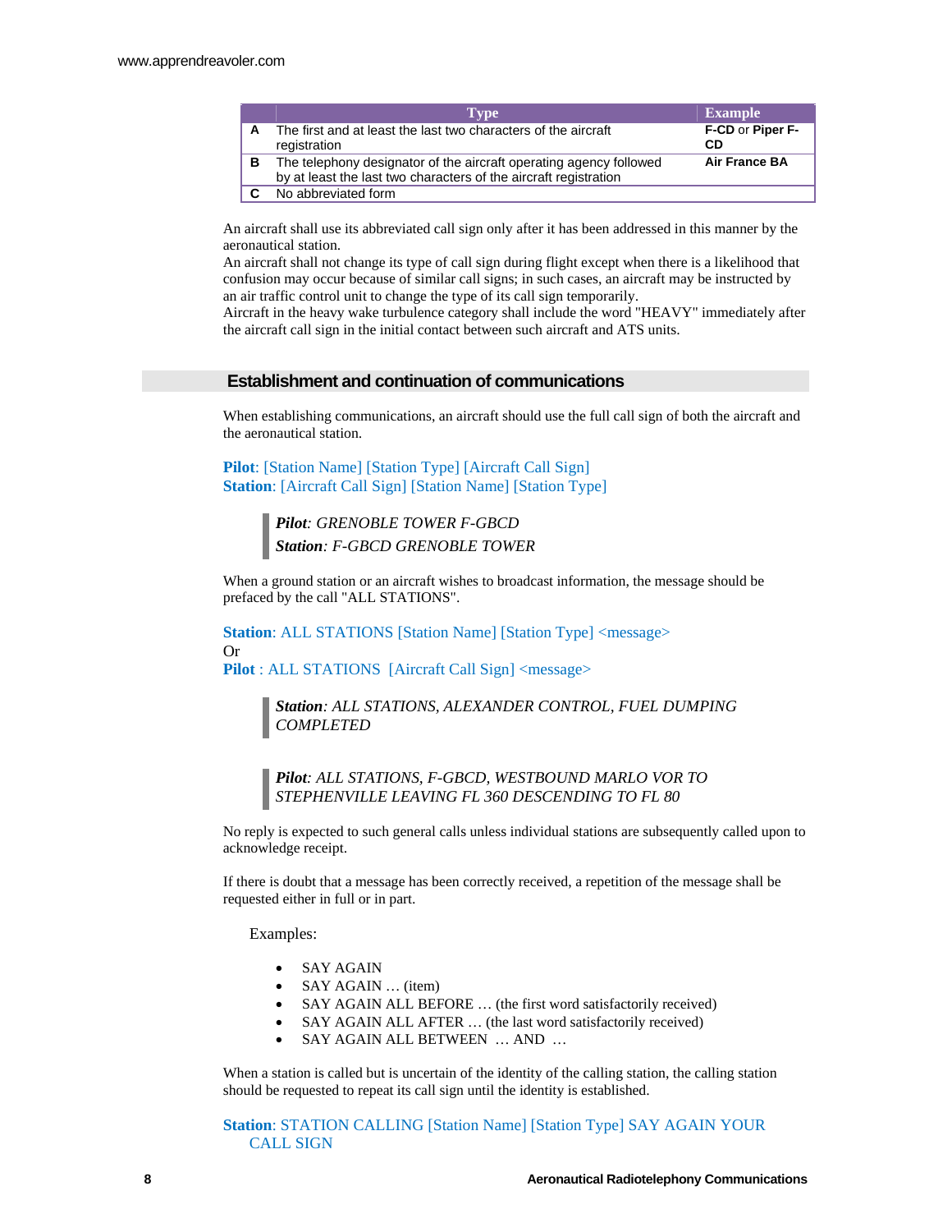|   | Type | Example |
|---|---|---|
| **A** | The first and at least the last two characters of the aircraft registration | **F-CD** or **Piper F-CD** |
| **B** | The telephony designator of the aircraft operating agency followed by at least the last two characters of the aircraft registration | **Air France BA** |
| **C** | No abbreviated form | |

An aircraft shall use its abbreviated call sign only after it has been addressed in this manner by the aeronautical station.
An aircraft shall not change its type of call sign during flight except when there is a likelihood that confusion may occur because of similar call signs; in such cases, an aircraft may be instructed by an air traffic control unit to change the type of its call sign temporarily.
Aircraft in the heavy wake turbulence category shall include the word "HEAVY" immediately after the aircraft call sign in the initial contact between such aircraft and ATS units.

## Establishment and continuation of communications

When establishing communications, an aircraft should use the full call sign of both the aircraft and the aeronautical station.

**Pilot**: [Station Name] [Station Type] [Aircraft Call Sign]
**Station**: [Aircraft Call Sign] [Station Name] [Station Type]

> ***Pilot**: GRENOBLE TOWER F-GBCD*
> ***Station**: F-GBCD GRENOBLE TOWER*

When a ground station or an aircraft wishes to broadcast information, the message should be prefaced by the call "ALL STATIONS".

**Station**: ALL STATIONS [Station Name] [Station Type] <message>
Or
**Pilot** : ALL STATIONS [Aircraft Call Sign] <message>

> ***Station**: ALL STATIONS, ALEXANDER CONTROL, FUEL DUMPING COMPLETED*

> ***Pilot**: ALL STATIONS, F-GBCD, WESTBOUND MARLO VOR TO STEPHENVILLE LEAVING FL 360 DESCENDING TO FL 80*

No reply is expected to such general calls unless individual stations are subsequently called upon to acknowledge receipt.

If there is doubt that a message has been correctly received, a repetition of the message shall be requested either in full or in part.

Examples:

- SAY AGAIN
- SAY AGAIN … (item)
- SAY AGAIN ALL BEFORE … (the first word satisfactorily received)
- SAY AGAIN ALL AFTER … (the last word satisfactorily received)
- SAY AGAIN ALL BETWEEN … AND …

When a station is called but is uncertain of the identity of the calling station, the calling station should be requested to repeat its call sign until the identity is established.

**Station**: STATION CALLING [Station Name] [Station Type] SAY AGAIN YOUR CALL SIGN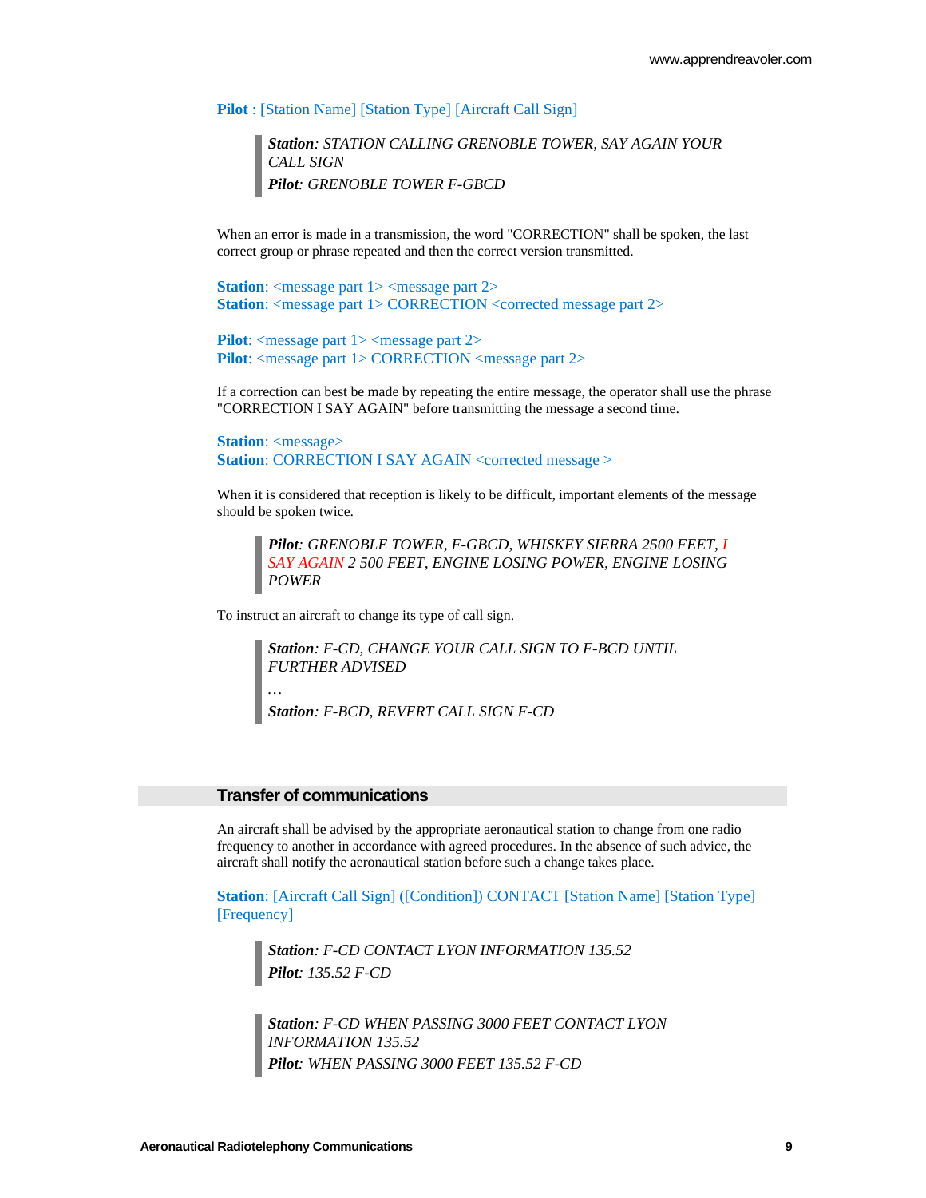**Pilot** : [Station Name] [Station Type] [Aircraft Call Sign]

> ***Station**: STATION CALLING GRENOBLE TOWER, SAY AGAIN YOUR CALL SIGN*
>
> ***Pilot**: GRENOBLE TOWER F-GBCD*

When an error is made in a transmission, the word "CORRECTION" shall be spoken, the last correct group or phrase repeated and then the correct version transmitted.

**Station**: <message part 1> <message part 2>
**Station**: <message part 1> CORRECTION <corrected message part 2>

**Pilot**: <message part 1> <message part 2>
**Pilot**: <message part 1> CORRECTION <message part 2>

If a correction can best be made by repeating the entire message, the operator shall use the phrase "CORRECTION I SAY AGAIN" before transmitting the message a second time.

**Station**: <message>
**Station**: CORRECTION I SAY AGAIN <corrected message >

When it is considered that reception is likely to be difficult, important elements of the message should be spoken twice.

> ***Pilot**: GRENOBLE TOWER, F-GBCD, WHISKEY SIERRA 2500 FEET, I SAY AGAIN 2 500 FEET, ENGINE LOSING POWER, ENGINE LOSING POWER*

To instruct an aircraft to change its type of call sign.

> ***Station**: F-CD, CHANGE YOUR CALL SIGN TO F-BCD UNTIL FURTHER ADVISED*
>
> …
>
> ***Station**: F-BCD, REVERT CALL SIGN F-CD*

## Transfer of communications

An aircraft shall be advised by the appropriate aeronautical station to change from one radio frequency to another in accordance with agreed procedures. In the absence of such advice, the aircraft shall notify the aeronautical station before such a change takes place.

**Station**: [Aircraft Call Sign] ([Condition]) CONTACT [Station Name] [Station Type] [Frequency]

> ***Station**: F-CD CONTACT LYON INFORMATION 135.52*
>
> ***Pilot**: 135.52 F-CD*

> ***Station**: F-CD WHEN PASSING 3000 FEET CONTACT LYON INFORMATION 135.52*
>
> ***Pilot**: WHEN PASSING 3000 FEET 135.52 F-CD*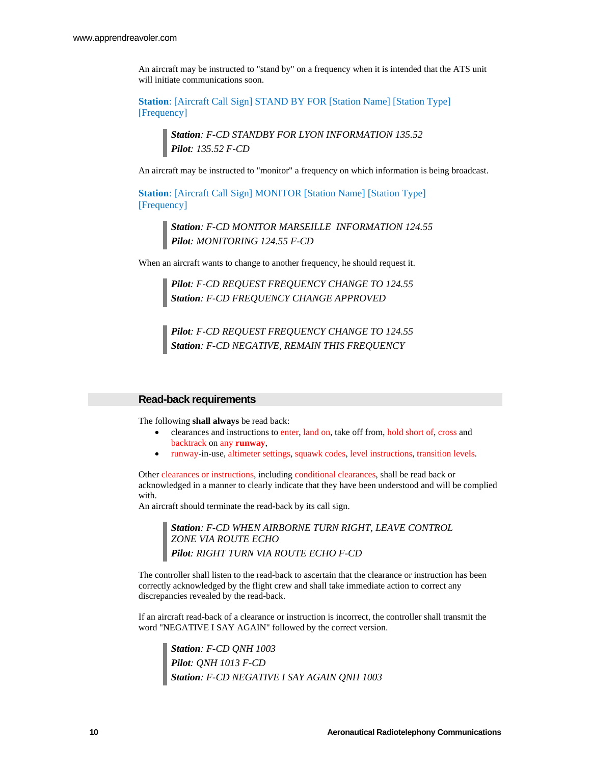An aircraft may be instructed to "stand by" on a frequency when it is intended that the ATS unit will initiate communications soon.

**Station**: [Aircraft Call Sign] STAND BY FOR [Station Name] [Station Type] [Frequency]

> ***Station**: F-CD STANDBY FOR LYON INFORMATION 135.52*
> ***Pilot**: 135.52 F-CD*

An aircraft may be instructed to "monitor" a frequency on which information is being broadcast.

**Station**: [Aircraft Call Sign] MONITOR [Station Name] [Station Type] [Frequency]

> ***Station**: F-CD MONITOR MARSEILLE INFORMATION 124.55*
> ***Pilot**: MONITORING 124.55 F-CD*

When an aircraft wants to change to another frequency, he should request it.

> ***Pilot**: F-CD REQUEST FREQUENCY CHANGE TO 124.55*
> ***Station**: F-CD FREQUENCY CHANGE APPROVED*

> ***Pilot**: F-CD REQUEST FREQUENCY CHANGE TO 124.55*
> ***Station**: F-CD NEGATIVE, REMAIN THIS FREQUENCY*

## Read-back requirements

The following **shall always** be read back:

- clearances and instructions to enter, land on, take off from, hold short of, cross and backtrack on any **runway**,
- runway-in-use, altimeter settings, squawk codes, level instructions, transition levels.

Other clearances or instructions, including conditional clearances, shall be read back or acknowledged in a manner to clearly indicate that they have been understood and will be complied with.
An aircraft should terminate the read-back by its call sign.

> ***Station**: F-CD WHEN AIRBORNE TURN RIGHT, LEAVE CONTROL ZONE VIA ROUTE ECHO*
> ***Pilot**: RIGHT TURN VIA ROUTE ECHO F-CD*

The controller shall listen to the read-back to ascertain that the clearance or instruction has been correctly acknowledged by the flight crew and shall take immediate action to correct any discrepancies revealed by the read-back.

If an aircraft read-back of a clearance or instruction is incorrect, the controller shall transmit the word "NEGATIVE I SAY AGAIN" followed by the correct version.

> ***Station**: F-CD QNH 1003*
> ***Pilot**: QNH 1013 F-CD*
> ***Station**: F-CD NEGATIVE I SAY AGAIN QNH 1003*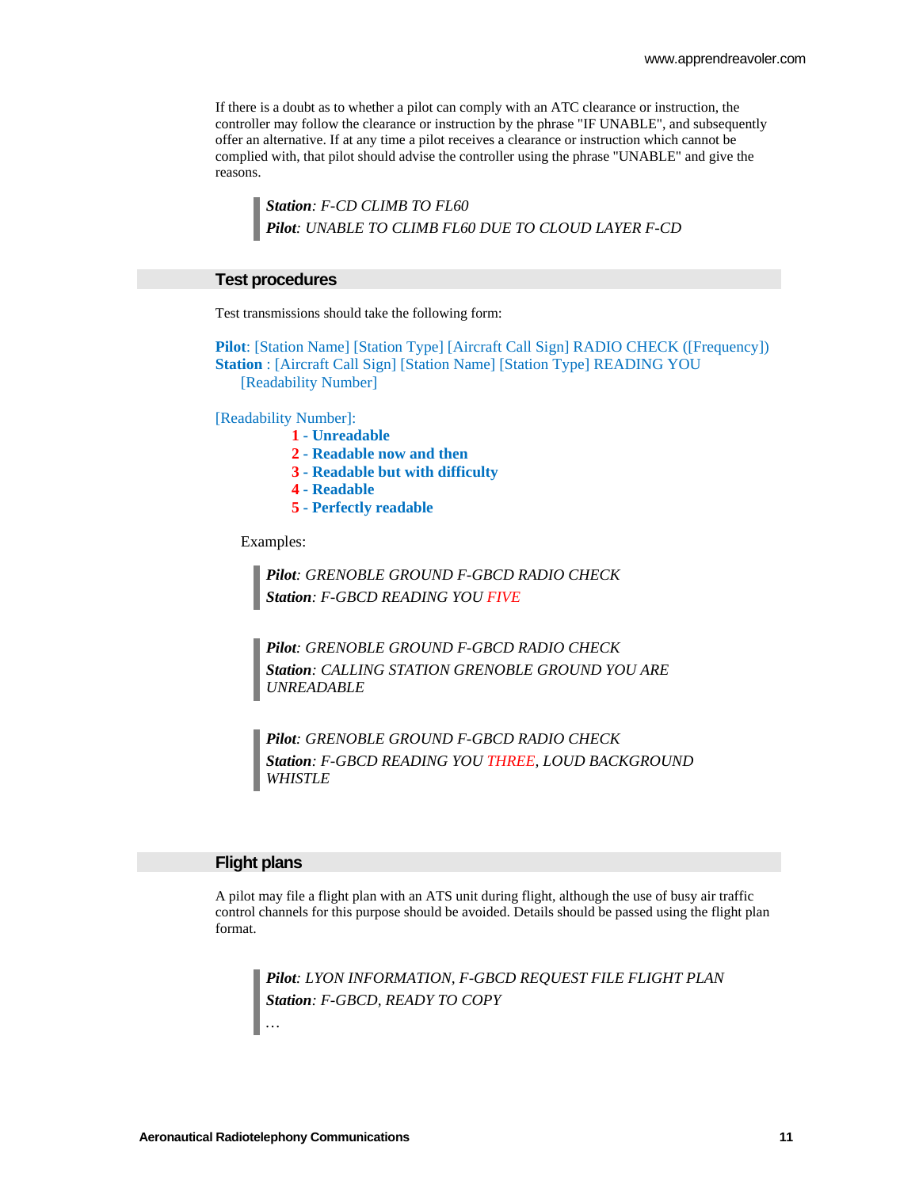If there is a doubt as to whether a pilot can comply with an ATC clearance or instruction, the controller may follow the clearance or instruction by the phrase "IF UNABLE", and subsequently offer an alternative. If at any time a pilot receives a clearance or instruction which cannot be complied with, that pilot should advise the controller using the phrase "UNABLE" and give the reasons.

> ***Station***: *F-CD CLIMB TO FL60*
> ***Pilot***: *UNABLE TO CLIMB FL60 DUE TO CLOUD LAYER F-CD*

## Test procedures

Test transmissions should take the following form:

**Pilot**: [Station Name] [Station Type] [Aircraft Call Sign] RADIO CHECK ([Frequency])
**Station** : [Aircraft Call Sign] [Station Name] [Station Type] READING YOU [Readability Number]

[Readability Number]:

- **1 - Unreadable**
- **2 - Readable now and then**
- **3 - Readable but with difficulty**
- **4 - Readable**
- **5 - Perfectly readable**

Examples:

> ***Pilot***: *GRENOBLE GROUND F-GBCD RADIO CHECK*
> ***Station***: *F-GBCD READING YOU FIVE*

> ***Pilot***: *GRENOBLE GROUND F-GBCD RADIO CHECK*
> ***Station***: *CALLING STATION GRENOBLE GROUND YOU ARE UNREADABLE*

> ***Pilot***: *GRENOBLE GROUND F-GBCD RADIO CHECK*
> ***Station***: *F-GBCD READING YOU THREE, LOUD BACKGROUND WHISTLE*

## Flight plans

A pilot may file a flight plan with an ATS unit during flight, although the use of busy air traffic control channels for this purpose should be avoided. Details should be passed using the flight plan format.

> ***Pilot***: *LYON INFORMATION, F-GBCD REQUEST FILE FLIGHT PLAN*
> ***Station***: *F-GBCD, READY TO COPY*
> …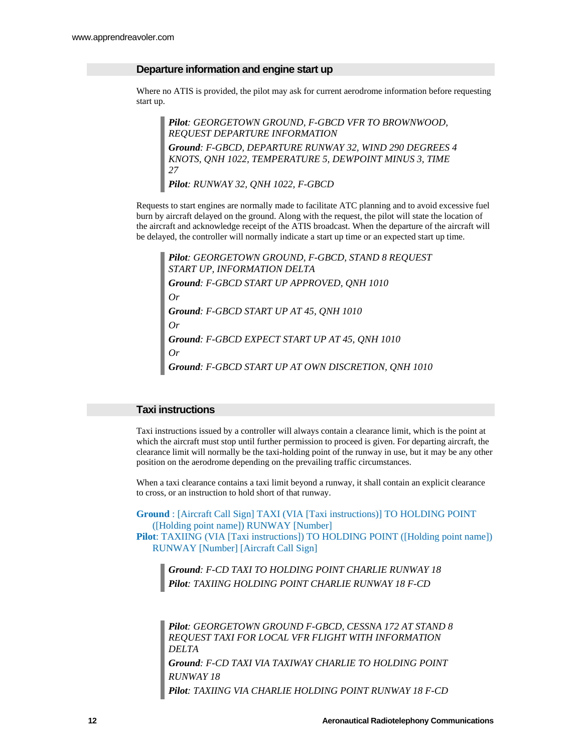## Departure information and engine start up

Where no ATIS is provided, the pilot may ask for current aerodrome information before requesting start up.

> ***Pilot****: GEORGETOWN GROUND, F-GBCD VFR TO BROWNWOOD, REQUEST DEPARTURE INFORMATION*
>
> ***Ground****: F-GBCD, DEPARTURE RUNWAY 32, WIND 290 DEGREES 4 KNOTS, QNH 1022, TEMPERATURE 5, DEWPOINT MINUS 3, TIME 27*
>
> ***Pilot****: RUNWAY 32, QNH 1022, F-GBCD*

Requests to start engines are normally made to facilitate ATC planning and to avoid excessive fuel burn by aircraft delayed on the ground. Along with the request, the pilot will state the location of the aircraft and acknowledge receipt of the ATIS broadcast. When the departure of the aircraft will be delayed, the controller will normally indicate a start up time or an expected start up time.

> ***Pilot****: GEORGETOWN GROUND, F-GBCD, STAND 8 REQUEST START UP, INFORMATION DELTA*
>
> ***Ground****: F-GBCD START UP APPROVED, QNH 1010*
>
> *Or*
>
> ***Ground****: F-GBCD START UP AT 45, QNH 1010*
>
> *Or*
>
> ***Ground****: F-GBCD EXPECT START UP AT 45, QNH 1010*
>
> *Or*
>
> ***Ground****: F-GBCD START UP AT OWN DISCRETION, QNH 1010*

## Taxi instructions

Taxi instructions issued by a controller will always contain a clearance limit, which is the point at which the aircraft must stop until further permission to proceed is given. For departing aircraft, the clearance limit will normally be the taxi-holding point of the runway in use, but it may be any other position on the aerodrome depending on the prevailing traffic circumstances.

When a taxi clearance contains a taxi limit beyond a runway, it shall contain an explicit clearance to cross, or an instruction to hold short of that runway.

**Ground** : [Aircraft Call Sign] TAXI (VIA [Taxi instructions)] TO HOLDING POINT ([Holding point name]) RUNWAY [Number]
**Pilot**: TAXIING (VIA [Taxi instructions]) TO HOLDING POINT ([Holding point name]) RUNWAY [Number] [Aircraft Call Sign]

> ***Ground****: F-CD TAXI TO HOLDING POINT CHARLIE RUNWAY 18*
>
> ***Pilot****: TAXIING HOLDING POINT CHARLIE RUNWAY 18 F-CD*

> ***Pilot****: GEORGETOWN GROUND F-GBCD, CESSNA 172 AT STAND 8 REQUEST TAXI FOR LOCAL VFR FLIGHT WITH INFORMATION DELTA*
>
> ***Ground****: F-CD TAXI VIA TAXIWAY CHARLIE TO HOLDING POINT RUNWAY 18*
>
> ***Pilot****: TAXIING VIA CHARLIE HOLDING POINT RUNWAY 18 F-CD*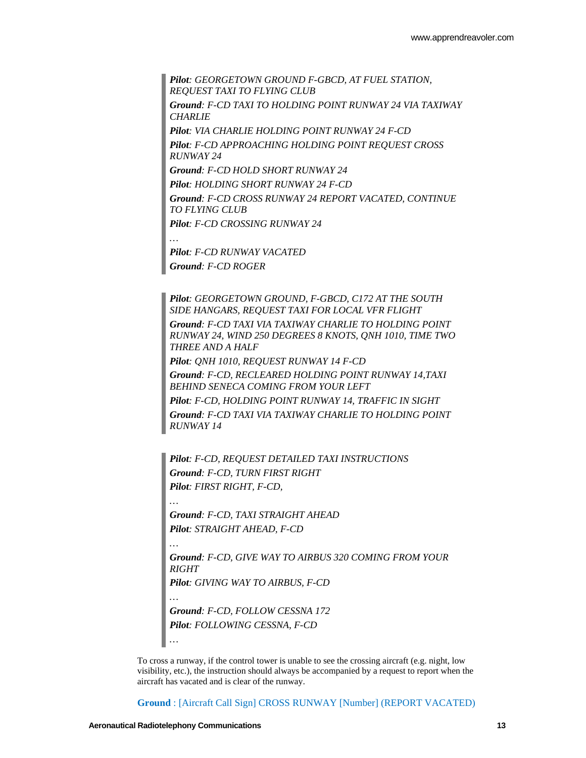> ***Pilot**: GEORGETOWN GROUND F-GBCD, AT FUEL STATION, REQUEST TAXI TO FLYING CLUB*
>
> ***Ground**: F-CD TAXI TO HOLDING POINT RUNWAY 24 VIA TAXIWAY CHARLIE*
>
> ***Pilot**: VIA CHARLIE HOLDING POINT RUNWAY 24 F-CD*
>
> ***Pilot**: F-CD APPROACHING HOLDING POINT REQUEST CROSS RUNWAY 24*
>
> ***Ground**: F-CD HOLD SHORT RUNWAY 24*
>
> ***Pilot**: HOLDING SHORT RUNWAY 24 F-CD*
>
> ***Ground**: F-CD CROSS RUNWAY 24 REPORT VACATED, CONTINUE TO FLYING CLUB*
>
> ***Pilot**: F-CD CROSSING RUNWAY 24*
>
> *…*
>
> ***Pilot**: F-CD RUNWAY VACATED*
>
> ***Ground**: F-CD ROGER*

> ***Pilot**: GEORGETOWN GROUND, F-GBCD, C172 AT THE SOUTH SIDE HANGARS, REQUEST TAXI FOR LOCAL VFR FLIGHT*
>
> ***Ground**: F-CD TAXI VIA TAXIWAY CHARLIE TO HOLDING POINT RUNWAY 24, WIND 250 DEGREES 8 KNOTS, QNH 1010, TIME TWO THREE AND A HALF*
>
> ***Pilot**: QNH 1010, REQUEST RUNWAY 14 F-CD*
>
> ***Ground**: F-CD, RECLEARED HOLDING POINT RUNWAY 14,TAXI BEHIND SENECA COMING FROM YOUR LEFT*
>
> ***Pilot**: F-CD, HOLDING POINT RUNWAY 14, TRAFFIC IN SIGHT*
>
> ***Ground**: F-CD TAXI VIA TAXIWAY CHARLIE TO HOLDING POINT RUNWAY 14*

> ***Pilot**: F-CD, REQUEST DETAILED TAXI INSTRUCTIONS*
>
> ***Ground**: F-CD, TURN FIRST RIGHT*
>
> ***Pilot**: FIRST RIGHT, F-CD,*
>
> *…*
>
> ***Ground**: F-CD, TAXI STRAIGHT AHEAD*
>
> ***Pilot**: STRAIGHT AHEAD, F-CD*
>
> *…*
>
> ***Ground**: F-CD, GIVE WAY TO AIRBUS 320 COMING FROM YOUR RIGHT*
>
> ***Pilot**: GIVING WAY TO AIRBUS, F-CD*
>
> *…*
>
> ***Ground**: F-CD, FOLLOW CESSNA 172*
>
> ***Pilot**: FOLLOWING CESSNA, F-CD*
>
> *…*

To cross a runway, if the control tower is unable to see the crossing aircraft (e.g. night, low visibility, etc.), the instruction should always be accompanied by a request to report when the aircraft has vacated and is clear of the runway.

**Ground** : [Aircraft Call Sign] CROSS RUNWAY [Number] (REPORT VACATED)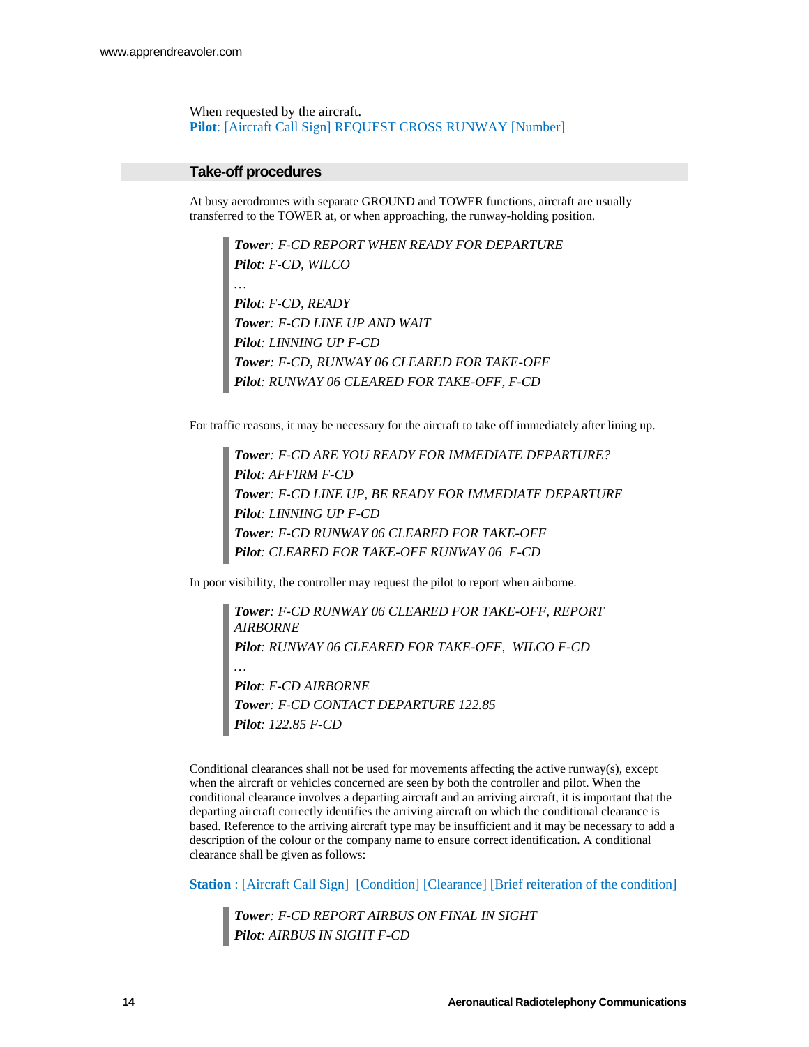When requested by the aircraft.
**Pilot**: [Aircraft Call Sign] REQUEST CROSS RUNWAY [Number]

## Take-off procedures

At busy aerodromes with separate GROUND and TOWER functions, aircraft are usually transferred to the TOWER at, or when approaching, the runway-holding position.

> ***Tower****: F-CD REPORT WHEN READY FOR DEPARTURE*
> ***Pilot****: F-CD, WILCO*
> *…*
> ***Pilot****: F-CD, READY*
> ***Tower****: F-CD LINE UP AND WAIT*
> ***Pilot****: LINNING UP F-CD*
> ***Tower****: F-CD, RUNWAY 06 CLEARED FOR TAKE-OFF*
> ***Pilot****: RUNWAY 06 CLEARED FOR TAKE-OFF, F-CD*

For traffic reasons, it may be necessary for the aircraft to take off immediately after lining up.

> ***Tower****: F-CD ARE YOU READY FOR IMMEDIATE DEPARTURE?*
> ***Pilot****: AFFIRM F-CD*
> ***Tower****: F-CD LINE UP, BE READY FOR IMMEDIATE DEPARTURE*
> ***Pilot****: LINNING UP F-CD*
> ***Tower****: F-CD RUNWAY 06 CLEARED FOR TAKE-OFF*
> ***Pilot****: CLEARED FOR TAKE-OFF RUNWAY 06 F-CD*

In poor visibility, the controller may request the pilot to report when airborne.

> ***Tower****: F-CD RUNWAY 06 CLEARED FOR TAKE-OFF, REPORT AIRBORNE*
> ***Pilot****: RUNWAY 06 CLEARED FOR TAKE-OFF, WILCO F-CD*
> *…*
> ***Pilot****: F-CD AIRBORNE*
> ***Tower****: F-CD CONTACT DEPARTURE 122.85*
> ***Pilot****: 122.85 F-CD*

Conditional clearances shall not be used for movements affecting the active runway(s), except when the aircraft or vehicles concerned are seen by both the controller and pilot. When the conditional clearance involves a departing aircraft and an arriving aircraft, it is important that the departing aircraft correctly identifies the arriving aircraft on which the conditional clearance is based. Reference to the arriving aircraft type may be insufficient and it may be necessary to add a description of the colour or the company name to ensure correct identification. A conditional clearance shall be given as follows:

**Station** : [Aircraft Call Sign] [Condition] [Clearance] [Brief reiteration of the condition]

> ***Tower****: F-CD REPORT AIRBUS ON FINAL IN SIGHT*
> ***Pilot****: AIRBUS IN SIGHT F-CD*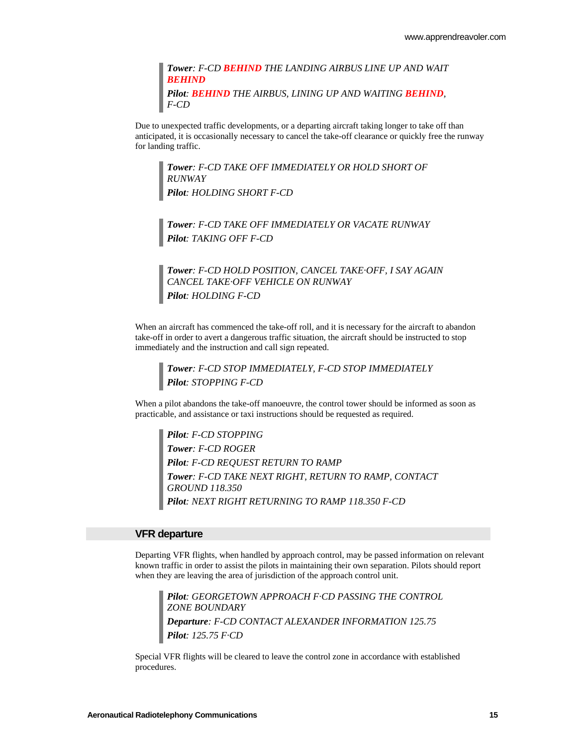> ***Tower**: F-CD **BEHIND** THE LANDING AIRBUS LINE UP AND WAIT **BEHIND***
>
> ***Pilot**: **BEHIND** THE AIRBUS, LINING UP AND WAITING **BEHIND**, F-CD*

Due to unexpected traffic developments, or a departing aircraft taking longer to take off than anticipated, it is occasionally necessary to cancel the take-off clearance or quickly free the runway for landing traffic.

> ***Tower**: F-CD TAKE OFF IMMEDIATELY OR HOLD SHORT OF RUNWAY*
>
> ***Pilot**: HOLDING SHORT F-CD*

> ***Tower**: F-CD TAKE OFF IMMEDIATELY OR VACATE RUNWAY*
>
> ***Pilot**: TAKING OFF F-CD*

> ***Tower**: F-CD HOLD POSITION, CANCEL TAKE·OFF, I SAY AGAIN CANCEL TAKE·OFF VEHICLE ON RUNWAY*
>
> ***Pilot**: HOLDING F-CD*

When an aircraft has commenced the take-off roll, and it is necessary for the aircraft to abandon take-off in order to avert a dangerous traffic situation, the aircraft should be instructed to stop immediately and the instruction and call sign repeated.

> ***Tower**: F-CD STOP IMMEDIATELY, F-CD STOP IMMEDIATELY*
>
> ***Pilot**: STOPPING F-CD*

When a pilot abandons the take-off manoeuvre, the control tower should be informed as soon as practicable, and assistance or taxi instructions should be requested as required.

> ***Pilot**: F-CD STOPPING*
>
> ***Tower**: F-CD ROGER*
>
> ***Pilot**: F-CD REQUEST RETURN TO RAMP*
>
> ***Tower**: F-CD TAKE NEXT RIGHT, RETURN TO RAMP, CONTACT GROUND 118.350*
>
> ***Pilot**: NEXT RIGHT RETURNING TO RAMP 118.350 F-CD*

## VFR departure

Departing VFR flights, when handled by approach control, may be passed information on relevant known traffic in order to assist the pilots in maintaining their own separation. Pilots should report when they are leaving the area of jurisdiction of the approach control unit.

> ***Pilot**: GEORGETOWN APPROACH F·CD PASSING THE CONTROL ZONE BOUNDARY*
>
> ***Departure**: F-CD CONTACT ALEXANDER INFORMATION 125.75*
>
> ***Pilot**: 125.75 F·CD*

Special VFR flights will be cleared to leave the control zone in accordance with established procedures.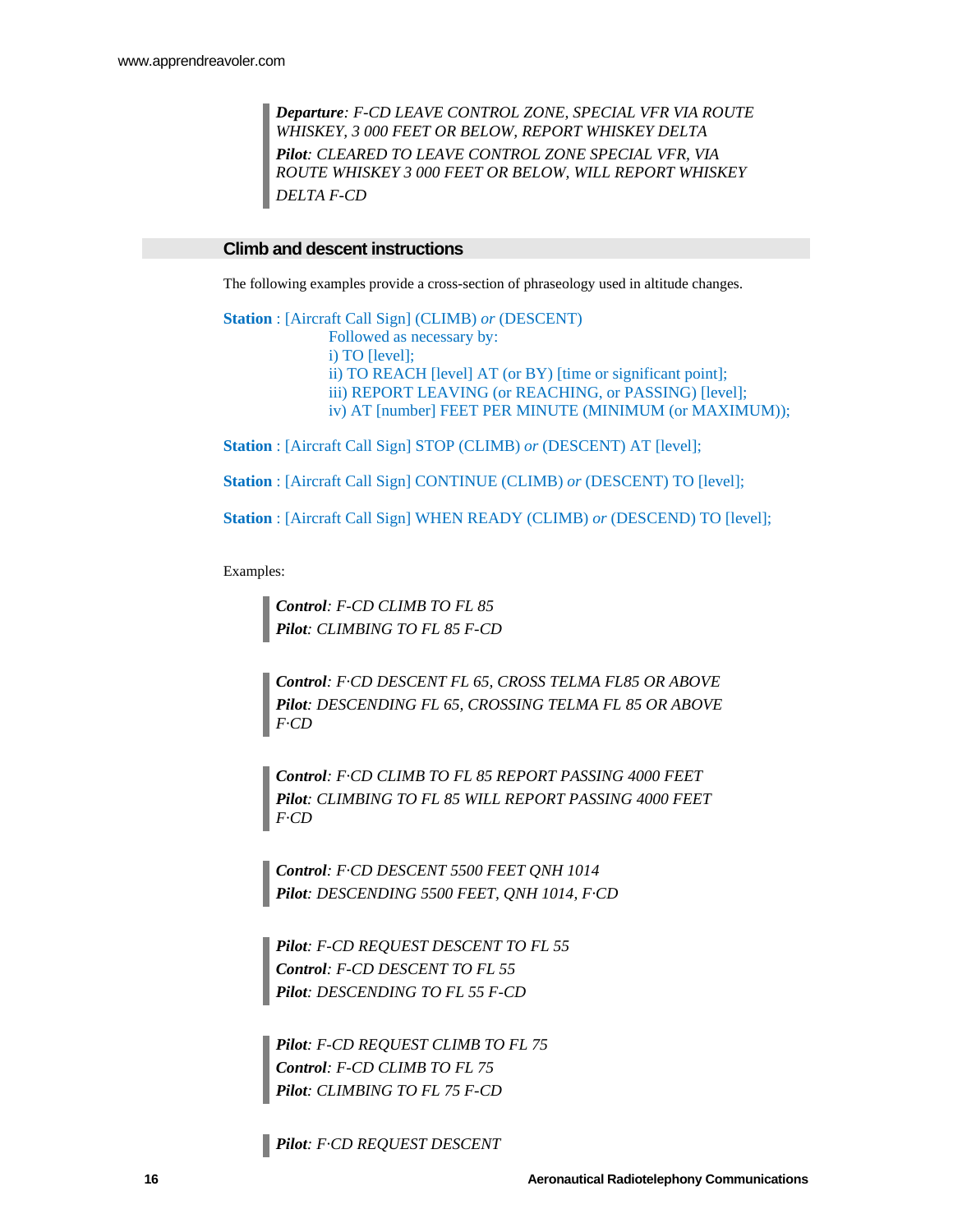> ***Departure**: F-CD LEAVE CONTROL ZONE, SPECIAL VFR VIA ROUTE WHISKEY, 3 000 FEET OR BELOW, REPORT WHISKEY DELTA*
> ***Pilot**: CLEARED TO LEAVE CONTROL ZONE SPECIAL VFR, VIA ROUTE WHISKEY 3 000 FEET OR BELOW, WILL REPORT WHISKEY DELTA F-CD*

## Climb and descent instructions

The following examples provide a cross-section of phraseology used in altitude changes.

**Station** : [Aircraft Call Sign] (CLIMB) *or* (DESCENT)
Followed as necessary by:
i) TO [level];
ii) TO REACH [level] AT (or BY) [time or significant point];
iii) REPORT LEAVING (or REACHING, or PASSING) [level];
iv) AT [number] FEET PER MINUTE (MINIMUM (or MAXIMUM));

**Station** : [Aircraft Call Sign] STOP (CLIMB) *or* (DESCENT) AT [level];

**Station** : [Aircraft Call Sign] CONTINUE (CLIMB) *or* (DESCENT) TO [level];

**Station** : [Aircraft Call Sign] WHEN READY (CLIMB) *or* (DESCEND) TO [level];

Examples:

> ***Control**: F-CD CLIMB TO FL 85*
> ***Pilot**: CLIMBING TO FL 85 F-CD*

> ***Control**: F·CD DESCENT FL 65, CROSS TELMA FL85 OR ABOVE*
> ***Pilot**: DESCENDING FL 65, CROSSING TELMA FL 85 OR ABOVE F·CD*

> ***Control**: F·CD CLIMB TO FL 85 REPORT PASSING 4000 FEET*
> ***Pilot**: CLIMBING TO FL 85 WILL REPORT PASSING 4000 FEET F·CD*

> ***Control**: F·CD DESCENT 5500 FEET QNH 1014*
> ***Pilot**: DESCENDING 5500 FEET, QNH 1014, F·CD*

> ***Pilot**: F-CD REQUEST DESCENT TO FL 55*
> ***Control**: F-CD DESCENT TO FL 55*
> ***Pilot**: DESCENDING TO FL 55 F-CD*

> ***Pilot**: F-CD REQUEST CLIMB TO FL 75*
> ***Control**: F-CD CLIMB TO FL 75*
> ***Pilot**: CLIMBING TO FL 75 F-CD*

> ***Pilot**: F·CD REQUEST DESCENT*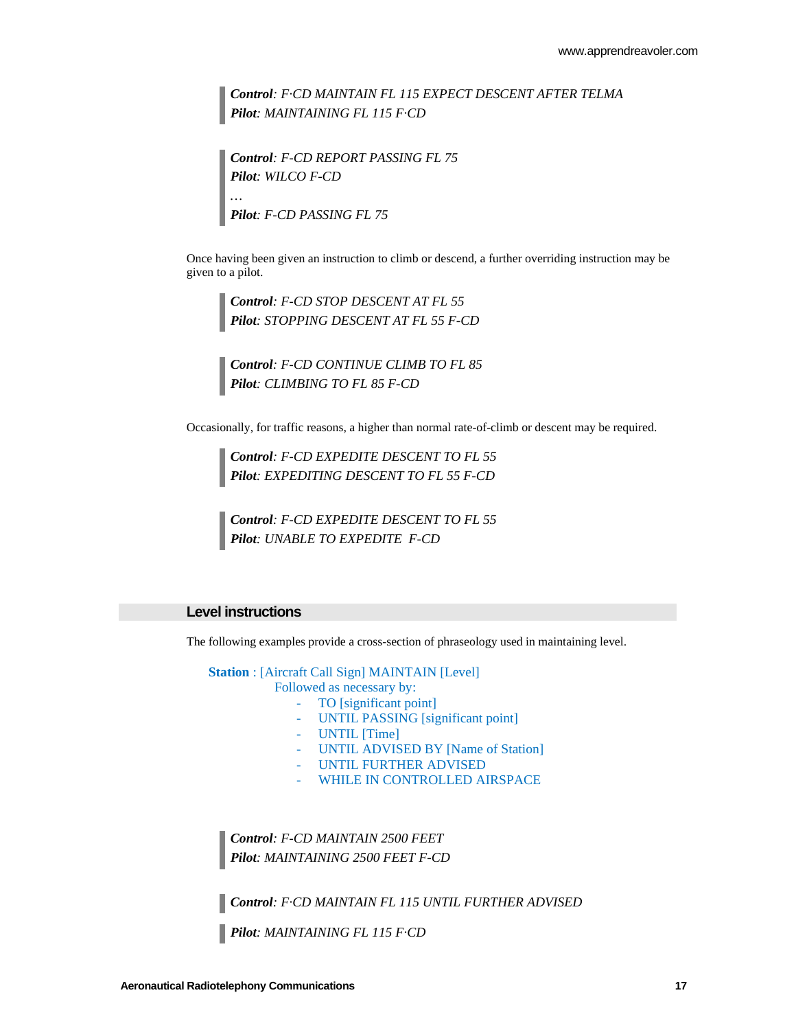> ***Control**: F·CD MAINTAIN FL 115 EXPECT DESCENT AFTER TELMA*
> ***Pilot**: MAINTAINING FL 115 F·CD*

> ***Control**: F-CD REPORT PASSING FL 75*
> ***Pilot**: WILCO F-CD*
> *…*
> ***Pilot**: F-CD PASSING FL 75*

Once having been given an instruction to climb or descend, a further overriding instruction may be given to a pilot.

> ***Control**: F-CD STOP DESCENT AT FL 55*
> ***Pilot**: STOPPING DESCENT AT FL 55 F-CD*

> ***Control**: F-CD CONTINUE CLIMB TO FL 85*
> ***Pilot**: CLIMBING TO FL 85 F-CD*

Occasionally, for traffic reasons, a higher than normal rate-of-climb or descent may be required.

> ***Control**: F-CD EXPEDITE DESCENT TO FL 55*
> ***Pilot**: EXPEDITING DESCENT TO FL 55 F-CD*

> ***Control**: F-CD EXPEDITE DESCENT TO FL 55*
> ***Pilot**: UNABLE TO EXPEDITE F-CD*

## Level instructions

The following examples provide a cross-section of phraseology used in maintaining level.

**Station** : [Aircraft Call Sign] MAINTAIN [Level]
Followed as necessary by:

- TO [significant point]
- UNTIL PASSING [significant point]
- UNTIL [Time]
- UNTIL ADVISED BY [Name of Station]
- UNTIL FURTHER ADVISED
- WHILE IN CONTROLLED AIRSPACE

> ***Control**: F-CD MAINTAIN 2500 FEET*
> ***Pilot**: MAINTAINING 2500 FEET F-CD*

> ***Control**: F·CD MAINTAIN FL 115 UNTIL FURTHER ADVISED*

> ***Pilot**: MAINTAINING FL 115 F·CD*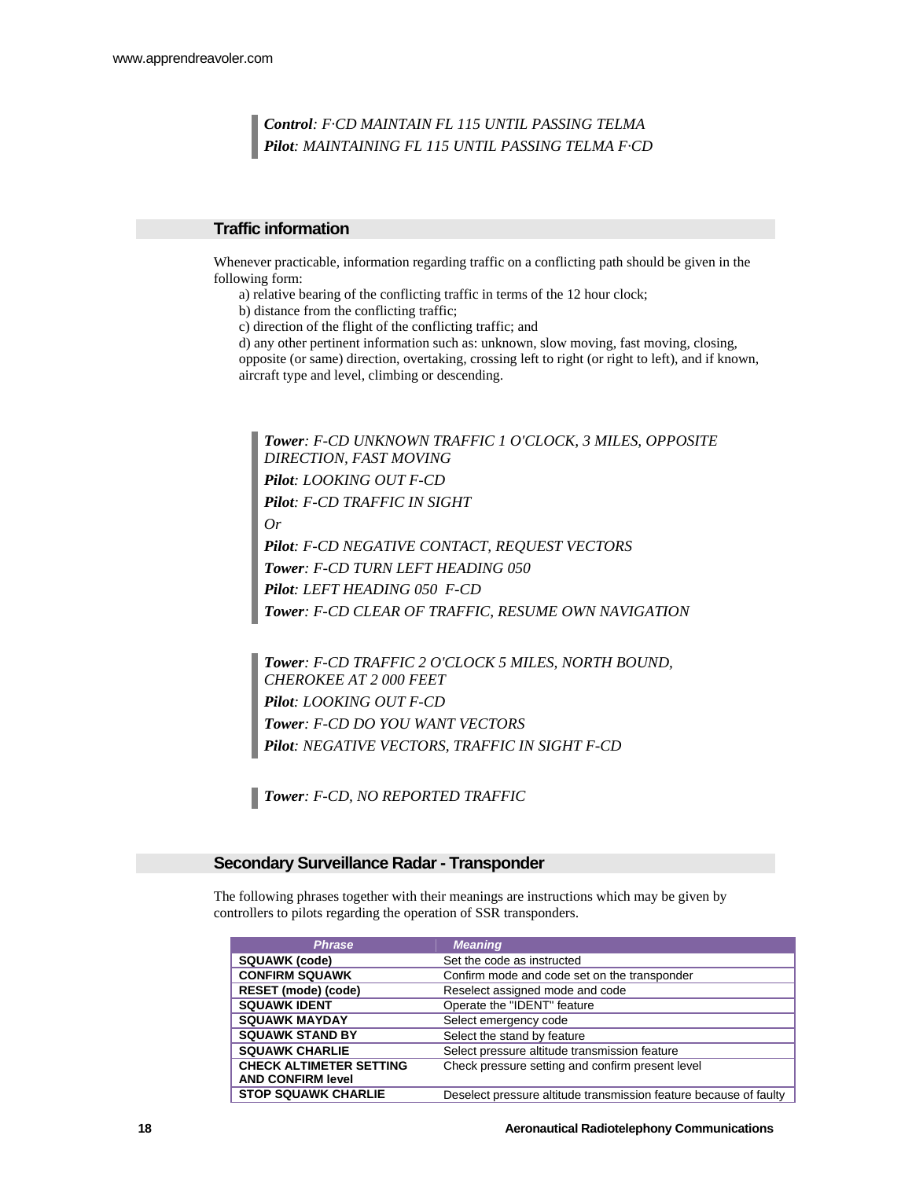*Control*: *F·CD MAINTAIN FL 115 UNTIL PASSING TELMA*
*Pilot*: *MAINTAINING FL 115 UNTIL PASSING TELMA F·CD*

## Traffic information

Whenever practicable, information regarding traffic on a conflicting path should be given in the following form:

a) relative bearing of the conflicting traffic in terms of the 12 hour clock;
b) distance from the conflicting traffic;
c) direction of the flight of the conflicting traffic; and
d) any other pertinent information such as: unknown, slow moving, fast moving, closing, opposite (or same) direction, overtaking, crossing left to right (or right to left), and if known, aircraft type and level, climbing or descending.

***Tower***: *F-CD UNKNOWN TRAFFIC 1 O'CLOCK, 3 MILES, OPPOSITE DIRECTION, FAST MOVING*
***Pilot***: *LOOKING OUT F-CD*
***Pilot***: *F-CD TRAFFIC IN SIGHT*
*Or*
***Pilot***: *F-CD NEGATIVE CONTACT, REQUEST VECTORS*
***Tower***: *F-CD TURN LEFT HEADING 050*
***Pilot***: *LEFT HEADING 050 F-CD*
***Tower***: *F-CD CLEAR OF TRAFFIC, RESUME OWN NAVIGATION*

***Tower***: *F-CD TRAFFIC 2 O'CLOCK 5 MILES, NORTH BOUND, CHEROKEE AT 2 000 FEET*
***Pilot***: *LOOKING OUT F-CD*
***Tower***: *F-CD DO YOU WANT VECTORS*
***Pilot***: *NEGATIVE VECTORS, TRAFFIC IN SIGHT F-CD*

***Tower***: *F-CD, NO REPORTED TRAFFIC*

## Secondary Surveillance Radar - Transponder

The following phrases together with their meanings are instructions which may be given by controllers to pilots regarding the operation of SSR transponders.

| Phrase | Meaning |
|---|---|
| **SQUAWK (code)** | Set the code as instructed |
| **CONFIRM SQUAWK** | Confirm mode and code set on the transponder |
| **RESET (mode) (code)** | Reselect assigned mode and code |
| **SQUAWK IDENT** | Operate the "IDENT" feature |
| **SQUAWK MAYDAY** | Select emergency code |
| **SQUAWK STAND BY** | Select the stand by feature |
| **SQUAWK CHARLIE** | Select pressure altitude transmission feature |
| **CHECK ALTIMETER SETTING AND CONFIRM level** | Check pressure setting and confirm present level |
| **STOP SQUAWK CHARLIE** | Deselect pressure altitude transmission feature because of faulty |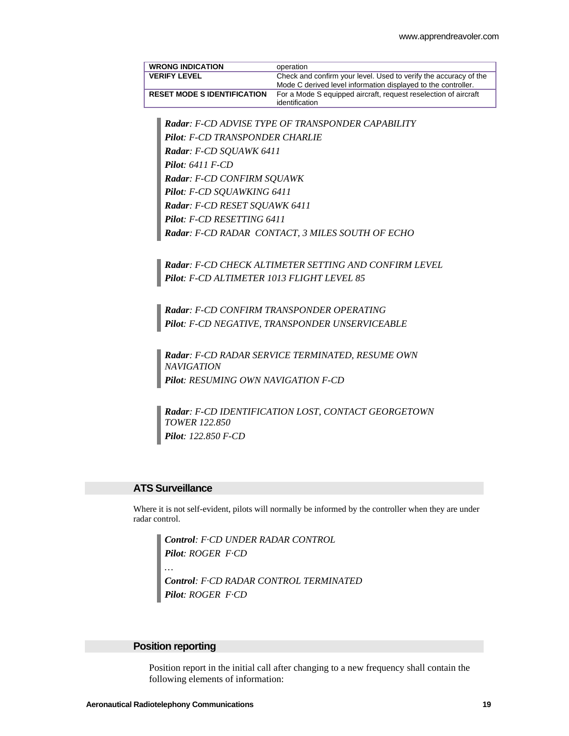| | |
|---|---|
| **WRONG INDICATION** | operation |
| **VERIFY LEVEL** | Check and confirm your level. Used to verify the accuracy of the Mode C derived level information displayed to the controller. |
| **RESET MODE S IDENTIFICATION** | For a Mode S equipped aircraft, request reselection of aircraft identification |

> ***Radar**: F-CD ADVISE TYPE OF TRANSPONDER CAPABILITY*
> ***Pilot**: F-CD TRANSPONDER CHARLIE*
> ***Radar**: F-CD SQUAWK 6411*
> ***Pilot**: 6411 F-CD*
> ***Radar**: F-CD CONFIRM SQUAWK*
> ***Pilot**: F-CD SQUAWKING 6411*
> ***Radar**: F-CD RESET SQUAWK 6411*
> ***Pilot**: F-CD RESETTING 6411*
> ***Radar**: F-CD RADAR CONTACT, 3 MILES SOUTH OF ECHO*

> ***Radar**: F-CD CHECK ALTIMETER SETTING AND CONFIRM LEVEL*
> ***Pilot**: F-CD ALTIMETER 1013 FLIGHT LEVEL 85*

> ***Radar**: F-CD CONFIRM TRANSPONDER OPERATING*
> ***Pilot**: F-CD NEGATIVE, TRANSPONDER UNSERVICEABLE*

> ***Radar**: F-CD RADAR SERVICE TERMINATED, RESUME OWN NAVIGATION*
> ***Pilot**: RESUMING OWN NAVIGATION F-CD*

> ***Radar**: F-CD IDENTIFICATION LOST, CONTACT GEORGETOWN TOWER 122.850*
> ***Pilot**: 122.850 F-CD*

## ATS Surveillance

Where it is not self-evident, pilots will normally be informed by the controller when they are under radar control.

> ***Control**: F·CD UNDER RADAR CONTROL*
> ***Pilot**: ROGER F·CD*
> *…*
> ***Control**: F·CD RADAR CONTROL TERMINATED*
> ***Pilot**: ROGER F·CD*

## Position reporting

Position report in the initial call after changing to a new frequency shall contain the following elements of information: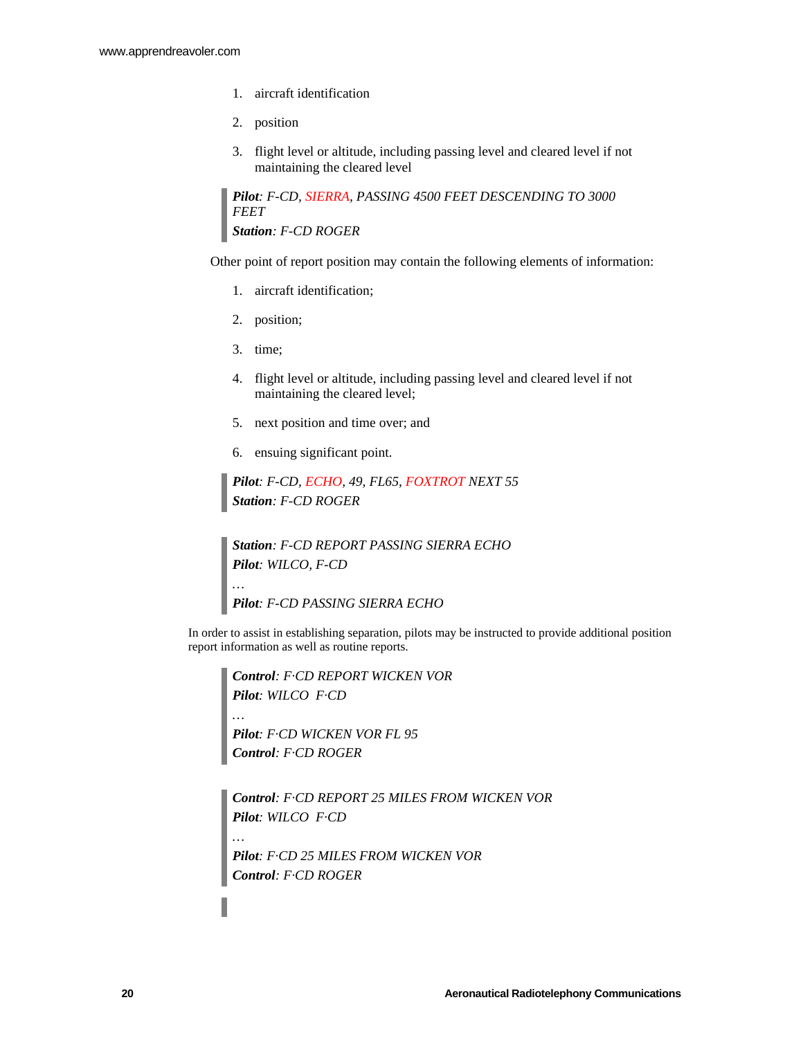1. aircraft identification
2. position
3. flight level or altitude, including passing level and cleared level if not maintaining the cleared level

> ***Pilot**: F-CD, SIERRA, PASSING 4500 FEET DESCENDING TO 3000 FEET*
> ***Station**: F-CD ROGER*

Other point of report position may contain the following elements of information:

1. aircraft identification;
2. position;
3. time;
4. flight level or altitude, including passing level and cleared level if not maintaining the cleared level;
5. next position and time over; and
6. ensuing significant point.

> ***Pilot**: F-CD, ECHO, 49, FL65, FOXTROT NEXT 55*
> ***Station**: F-CD ROGER*

> ***Station**: F-CD REPORT PASSING SIERRA ECHO*
> ***Pilot**: WILCO, F-CD*
> *…*
> ***Pilot**: F-CD PASSING SIERRA ECHO*

In order to assist in establishing separation, pilots may be instructed to provide additional position report information as well as routine reports.

> ***Control**: F·CD REPORT WICKEN VOR*
> ***Pilot**: WILCO F·CD*
> *…*
> ***Pilot**: F·CD WICKEN VOR FL 95*
> ***Control**: F·CD ROGER*

> ***Control**: F·CD REPORT 25 MILES FROM WICKEN VOR*
> ***Pilot**: WILCO F·CD*
> *…*
> ***Pilot**: F·CD 25 MILES FROM WICKEN VOR*
> ***Control**: F·CD ROGER*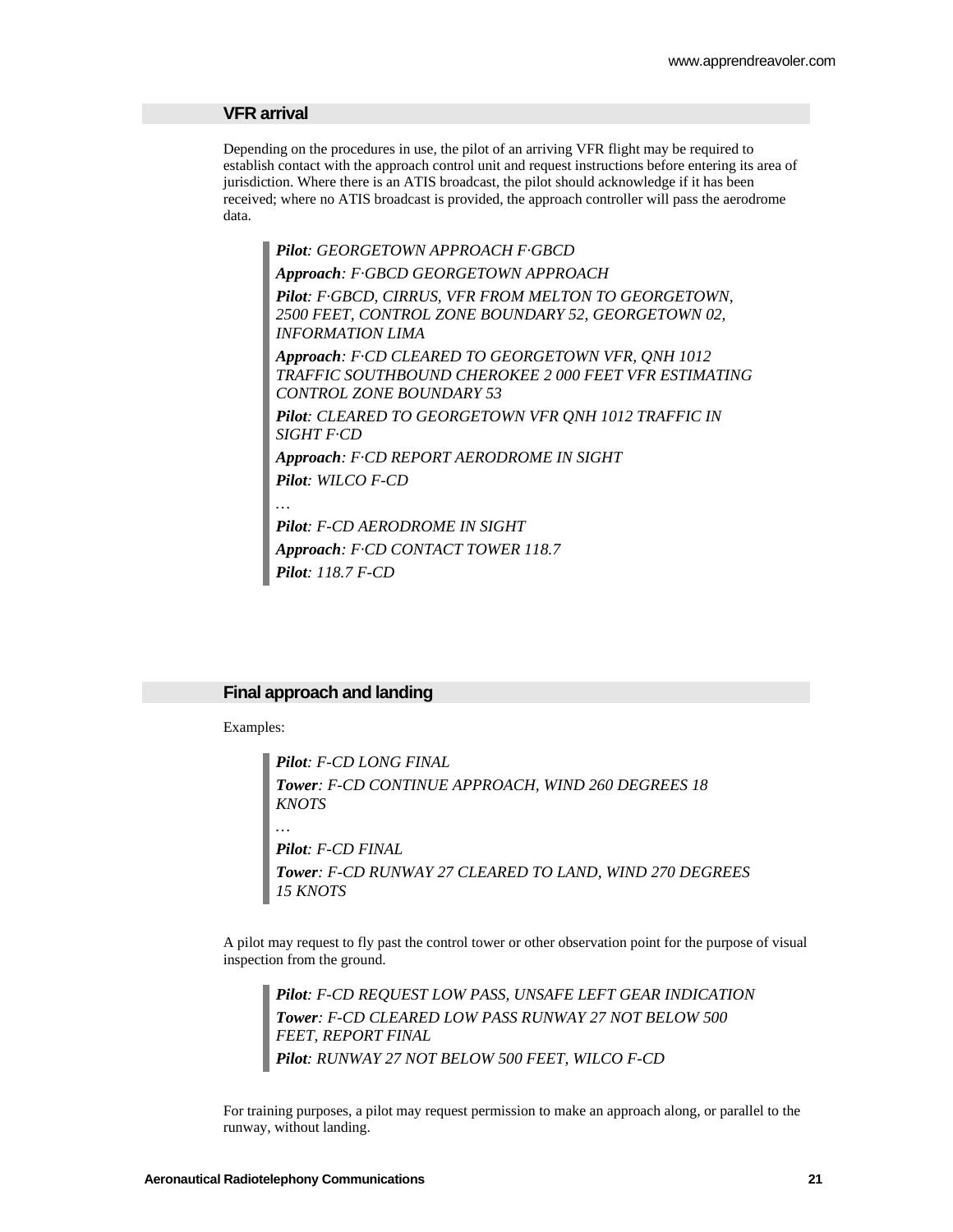## VFR arrival

Depending on the procedures in use, the pilot of an arriving VFR flight may be required to establish contact with the approach control unit and request instructions before entering its area of jurisdiction. Where there is an ATIS broadcast, the pilot should acknowledge if it has been received; where no ATIS broadcast is provided, the approach controller will pass the aerodrome data.

> ***Pilot**: GEORGETOWN APPROACH F·GBCD*
>
> ***Approach**: F·GBCD GEORGETOWN APPROACH*
>
> ***Pilot**: F·GBCD, CIRRUS, VFR FROM MELTON TO GEORGETOWN, 2500 FEET, CONTROL ZONE BOUNDARY 52, GEORGETOWN 02, INFORMATION LIMA*
>
> ***Approach**: F·CD CLEARED TO GEORGETOWN VFR, QNH 1012 TRAFFIC SOUTHBOUND CHEROKEE 2 000 FEET VFR ESTIMATING CONTROL ZONE BOUNDARY 53*
>
> ***Pilot**: CLEARED TO GEORGETOWN VFR QNH 1012 TRAFFIC IN SIGHT F·CD*
>
> ***Approach**: F·CD REPORT AERODROME IN SIGHT*
>
> ***Pilot**: WILCO F-CD*
>
> *…*
>
> ***Pilot**: F-CD AERODROME IN SIGHT*
>
> ***Approach**: F·CD CONTACT TOWER 118.7*
>
> ***Pilot**: 118.7 F-CD*

## Final approach and landing

Examples:

> ***Pilot**: F-CD LONG FINAL*
>
> ***Tower**: F-CD CONTINUE APPROACH, WIND 260 DEGREES 18 KNOTS*
>
> *…*
>
> ***Pilot**: F-CD FINAL*
>
> ***Tower**: F-CD RUNWAY 27 CLEARED TO LAND, WIND 270 DEGREES 15 KNOTS*

A pilot may request to fly past the control tower or other observation point for the purpose of visual inspection from the ground.

> ***Pilot**: F-CD REQUEST LOW PASS, UNSAFE LEFT GEAR INDICATION*
>
> ***Tower**: F-CD CLEARED LOW PASS RUNWAY 27 NOT BELOW 500 FEET, REPORT FINAL*
>
> ***Pilot**: RUNWAY 27 NOT BELOW 500 FEET, WILCO F-CD*

For training purposes, a pilot may request permission to make an approach along, or parallel to the runway, without landing.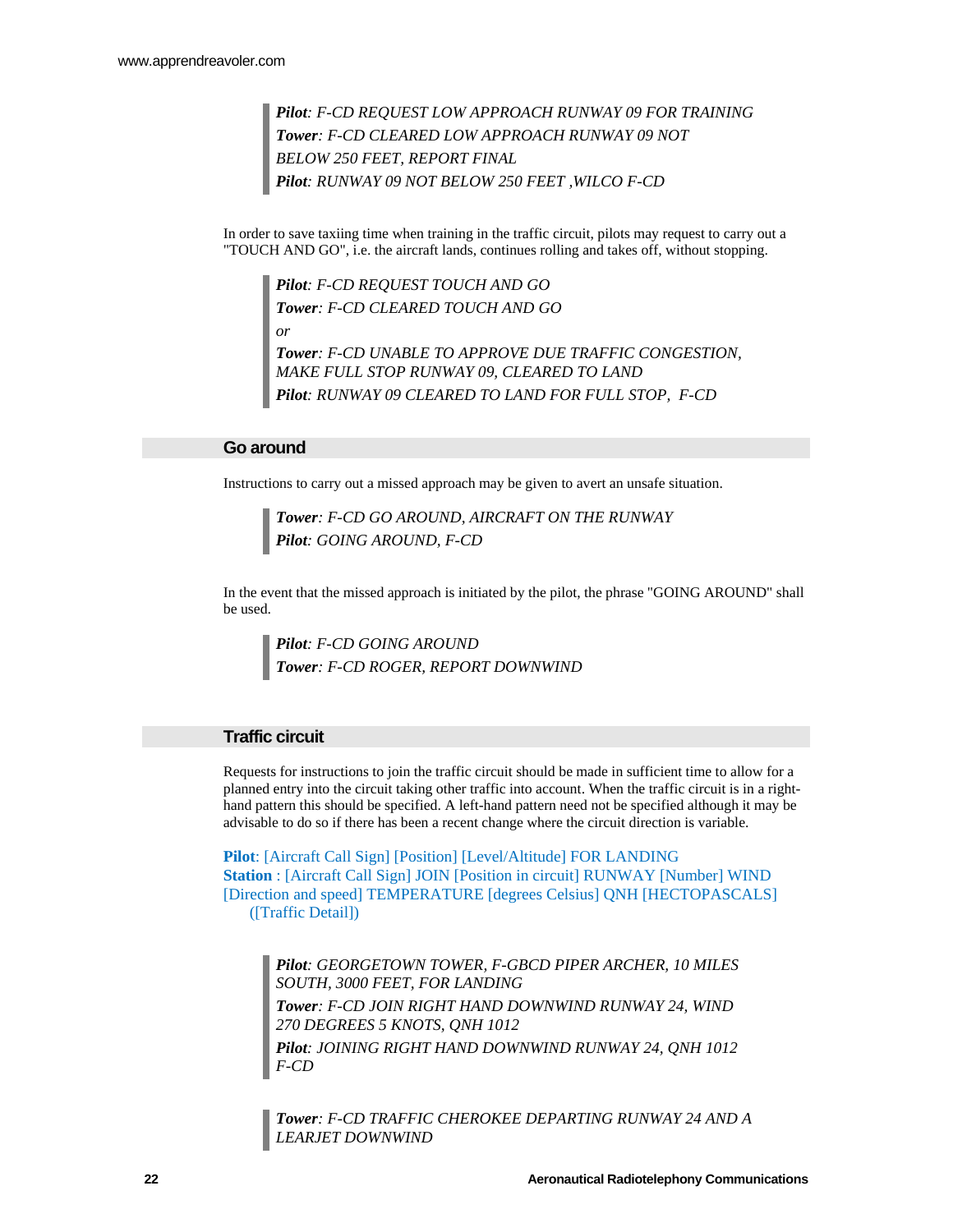> ***Pilot**: F-CD REQUEST LOW APPROACH RUNWAY 09 FOR TRAINING*
> ***Tower**: F-CD CLEARED LOW APPROACH RUNWAY 09 NOT BELOW 250 FEET, REPORT FINAL*
> ***Pilot**: RUNWAY 09 NOT BELOW 250 FEET ,WILCO F-CD*

In order to save taxiing time when training in the traffic circuit, pilots may request to carry out a "TOUCH AND GO", i.e. the aircraft lands, continues rolling and takes off, without stopping.

> ***Pilot**: F-CD REQUEST TOUCH AND GO*
> ***Tower**: F-CD CLEARED TOUCH AND GO*
> *or*
> ***Tower**: F-CD UNABLE TO APPROVE DUE TRAFFIC CONGESTION, MAKE FULL STOP RUNWAY 09, CLEARED TO LAND*
> ***Pilot**: RUNWAY 09 CLEARED TO LAND FOR FULL STOP, F-CD*

## Go around

Instructions to carry out a missed approach may be given to avert an unsafe situation.

> ***Tower**: F-CD GO AROUND, AIRCRAFT ON THE RUNWAY*
> ***Pilot**: GOING AROUND, F-CD*

In the event that the missed approach is initiated by the pilot, the phrase "GOING AROUND" shall be used.

> ***Pilot**: F-CD GOING AROUND*
> ***Tower**: F-CD ROGER, REPORT DOWNWIND*

## Traffic circuit

Requests for instructions to join the traffic circuit should be made in sufficient time to allow for a planned entry into the circuit taking other traffic into account. When the traffic circuit is in a right-hand pattern this should be specified. A left-hand pattern need not be specified although it may be advisable to do so if there has been a recent change where the circuit direction is variable.

**Pilot**: [Aircraft Call Sign] [Position] [Level/Altitude] FOR LANDING
**Station** : [Aircraft Call Sign] JOIN [Position in circuit] RUNWAY [Number] WIND [Direction and speed] TEMPERATURE [degrees Celsius] QNH [HECTOPASCALS] ([Traffic Detail])

> ***Pilot**: GEORGETOWN TOWER, F-GBCD PIPER ARCHER, 10 MILES SOUTH, 3000 FEET, FOR LANDING*
> ***Tower**: F-CD JOIN RIGHT HAND DOWNWIND RUNWAY 24, WIND 270 DEGREES 5 KNOTS, QNH 1012*
> ***Pilot**: JOINING RIGHT HAND DOWNWIND RUNWAY 24, QNH 1012 F-CD*

> ***Tower**: F-CD TRAFFIC CHEROKEE DEPARTING RUNWAY 24 AND A LEARJET DOWNWIND*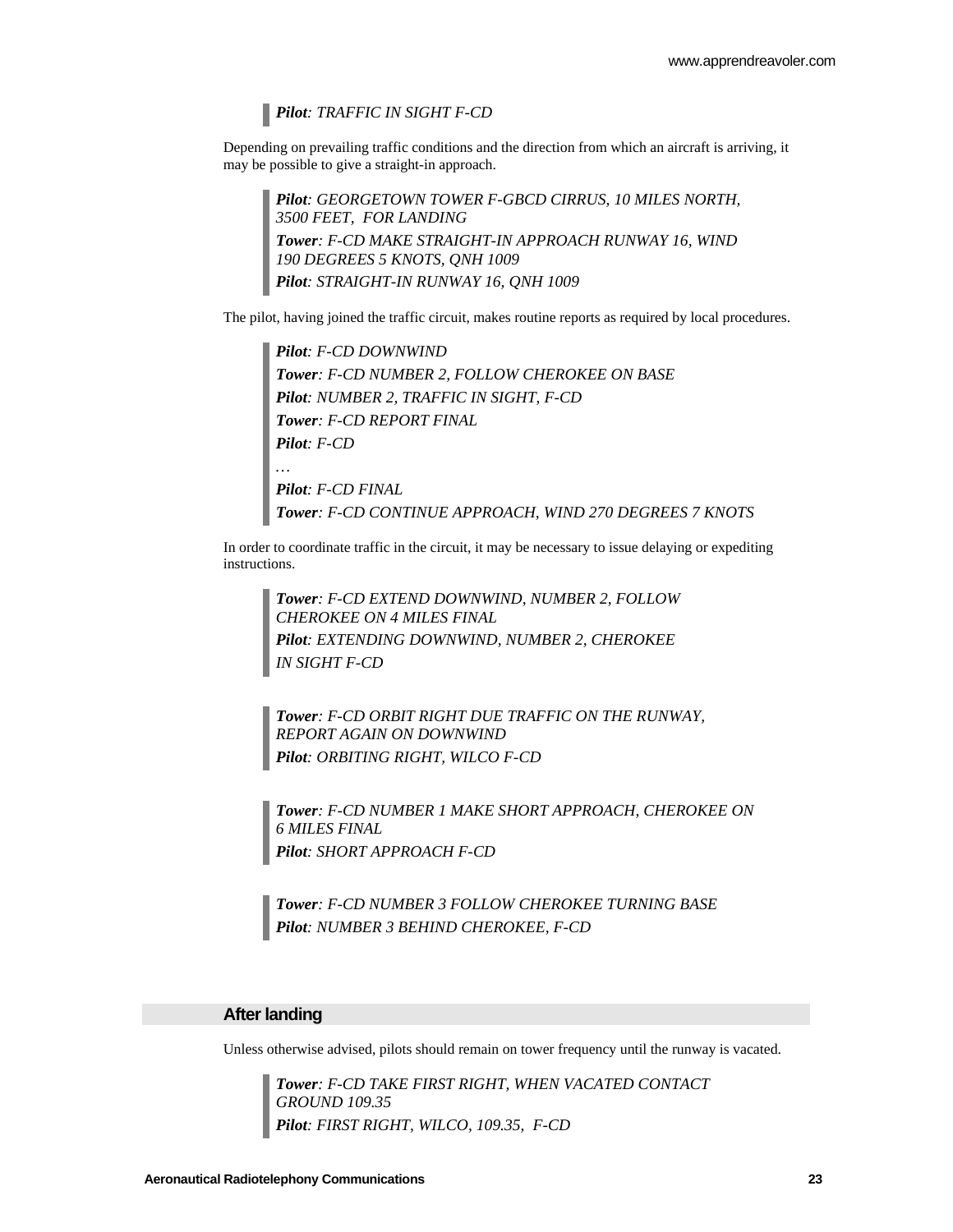> ***Pilot**: TRAFFIC IN SIGHT F-CD*

Depending on prevailing traffic conditions and the direction from which an aircraft is arriving, it may be possible to give a straight-in approach.

> ***Pilot**: GEORGETOWN TOWER F-GBCD CIRRUS, 10 MILES NORTH, 3500 FEET, FOR LANDING*
>
> ***Tower**: F-CD MAKE STRAIGHT-IN APPROACH RUNWAY 16, WIND 190 DEGREES 5 KNOTS, QNH 1009*
>
> ***Pilot**: STRAIGHT-IN RUNWAY 16, QNH 1009*

The pilot, having joined the traffic circuit, makes routine reports as required by local procedures.

> ***Pilot**: F-CD DOWNWIND*
>
> ***Tower**: F-CD NUMBER 2, FOLLOW CHEROKEE ON BASE*
>
> ***Pilot**: NUMBER 2, TRAFFIC IN SIGHT, F-CD*
>
> ***Tower**: F-CD REPORT FINAL*
>
> ***Pilot**: F-CD*
>
> *…*
>
> ***Pilot**: F-CD FINAL*
>
> ***Tower**: F-CD CONTINUE APPROACH, WIND 270 DEGREES 7 KNOTS*

In order to coordinate traffic in the circuit, it may be necessary to issue delaying or expediting instructions.

> ***Tower**: F-CD EXTEND DOWNWIND, NUMBER 2, FOLLOW CHEROKEE ON 4 MILES FINAL*
>
> ***Pilot**: EXTENDING DOWNWIND, NUMBER 2, CHEROKEE IN SIGHT F-CD*

> ***Tower**: F-CD ORBIT RIGHT DUE TRAFFIC ON THE RUNWAY, REPORT AGAIN ON DOWNWIND*
>
> ***Pilot**: ORBITING RIGHT, WILCO F-CD*

> ***Tower**: F-CD NUMBER 1 MAKE SHORT APPROACH, CHEROKEE ON 6 MILES FINAL*
>
> ***Pilot**: SHORT APPROACH F-CD*

> ***Tower**: F-CD NUMBER 3 FOLLOW CHEROKEE TURNING BASE*
>
> ***Pilot**: NUMBER 3 BEHIND CHEROKEE, F-CD*

## After landing

Unless otherwise advised, pilots should remain on tower frequency until the runway is vacated.

> ***Tower**: F-CD TAKE FIRST RIGHT, WHEN VACATED CONTACT GROUND 109.35*
>
> ***Pilot**: FIRST RIGHT, WILCO, 109.35, F-CD*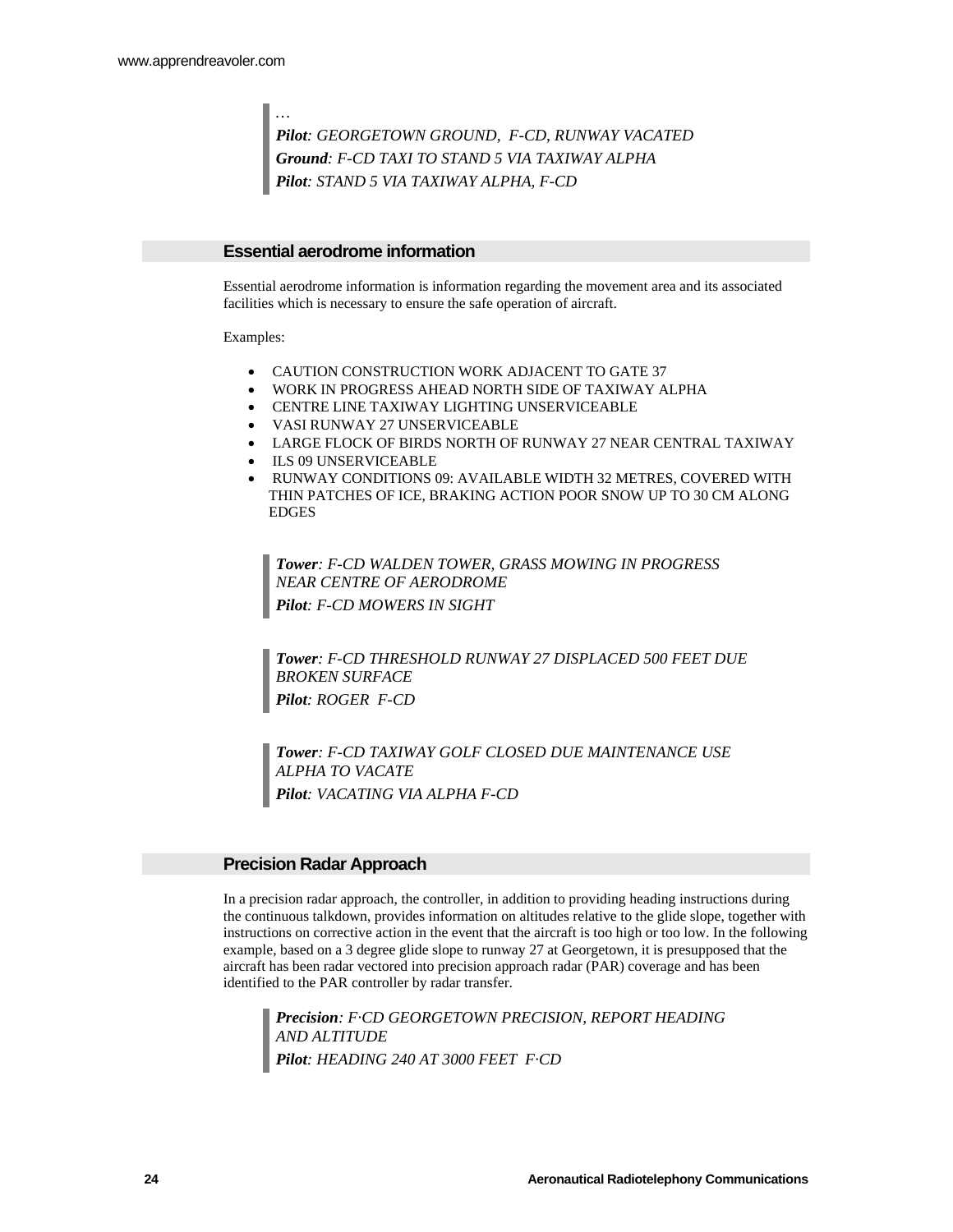…

***Pilot****: GEORGETOWN GROUND,  F-CD, RUNWAY VACATED*
***Ground****: F-CD TAXI TO STAND 5 VIA TAXIWAY ALPHA*
***Pilot****: STAND 5 VIA TAXIWAY ALPHA, F-CD*

## Essential aerodrome information

Essential aerodrome information is information regarding the movement area and its associated facilities which is necessary to ensure the safe operation of aircraft.

Examples:

- CAUTION CONSTRUCTION WORK ADJACENT TO GATE 37
- WORK IN PROGRESS AHEAD NORTH SIDE OF TAXIWAY ALPHA
- CENTRE LINE TAXIWAY LIGHTING UNSERVICEABLE
- VASI RUNWAY 27 UNSERVICEABLE
- LARGE FLOCK OF BIRDS NORTH OF RUNWAY 27 NEAR CENTRAL TAXIWAY
- ILS 09 UNSERVICEABLE
- RUNWAY CONDITIONS 09: AVAILABLE WIDTH 32 METRES, COVERED WITH THIN PATCHES OF ICE, BRAKING ACTION POOR SNOW UP TO 30 CM ALONG EDGES

***Tower****: F-CD WALDEN TOWER, GRASS MOWING IN PROGRESS NEAR CENTRE OF AERODROME*
***Pilot****: F-CD MOWERS IN SIGHT*

***Tower****: F-CD THRESHOLD RUNWAY 27 DISPLACED 500 FEET DUE BROKEN SURFACE*
***Pilot****: ROGER  F-CD*

***Tower****: F-CD TAXIWAY GOLF CLOSED DUE MAINTENANCE USE ALPHA TO VACATE*
***Pilot****: VACATING VIA ALPHA F-CD*

## Precision Radar Approach

In a precision radar approach, the controller, in addition to providing heading instructions during the continuous talkdown, provides information on altitudes relative to the glide slope, together with instructions on corrective action in the event that the aircraft is too high or too low. In the following example, based on a 3 degree glide slope to runway 27 at Georgetown, it is presupposed that the aircraft has been radar vectored into precision approach radar (PAR) coverage and has been identified to the PAR controller by radar transfer.

***Precision****: F·CD GEORGETOWN PRECISION, REPORT HEADING AND ALTITUDE*
***Pilot****: HEADING 240 AT 3000 FEET  F·CD*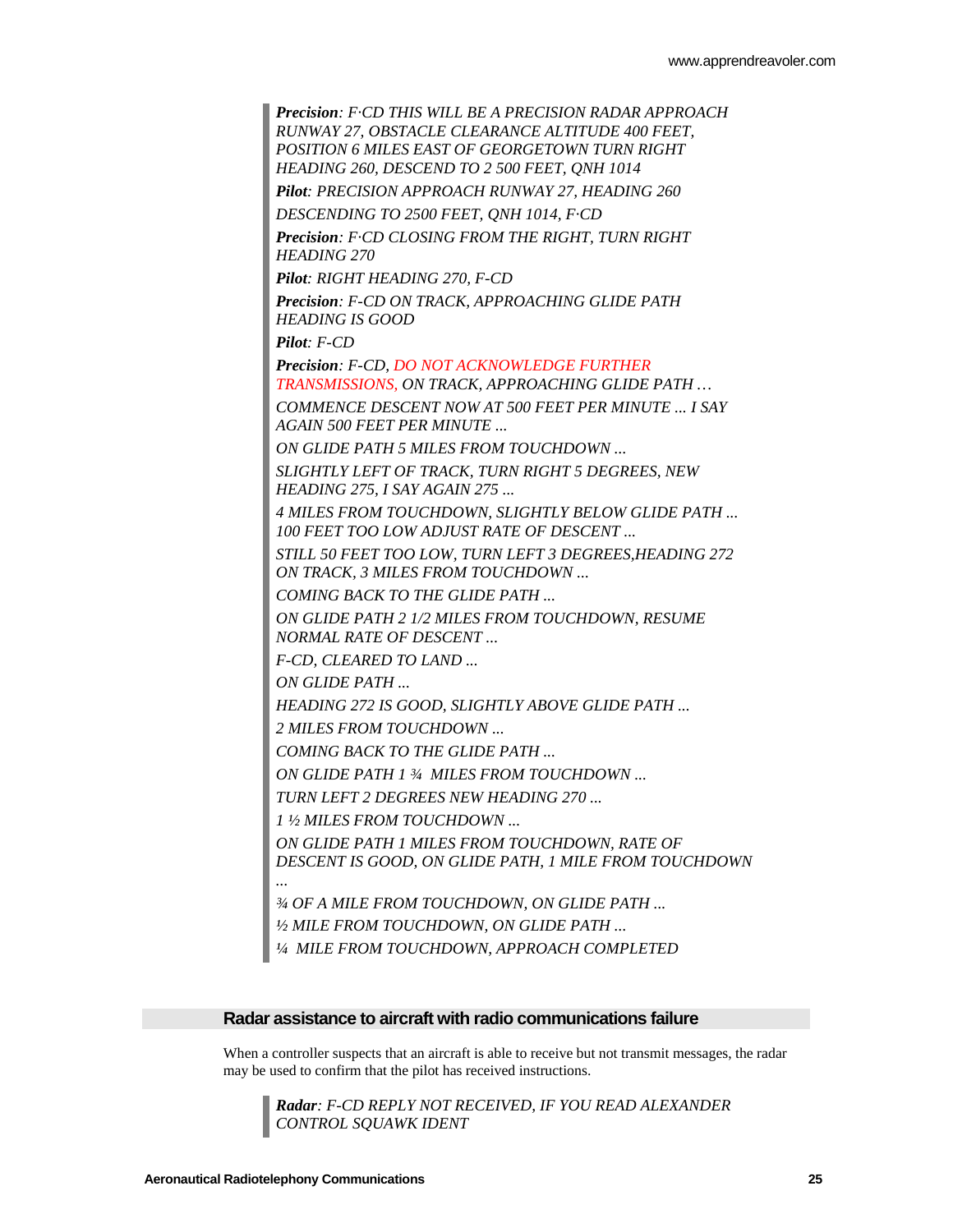> ***Precision**: F·CD THIS WILL BE A PRECISION RADAR APPROACH RUNWAY 27, OBSTACLE CLEARANCE ALTITUDE 400 FEET, POSITION 6 MILES EAST OF GEORGETOWN TURN RIGHT HEADING 260, DESCEND TO 2 500 FEET, QNH 1014*
>
> ***Pilot**: PRECISION APPROACH RUNWAY 27, HEADING 260*
>
> *DESCENDING TO 2500 FEET, QNH 1014, F·CD*
>
> ***Precision**: F·CD CLOSING FROM THE RIGHT, TURN RIGHT HEADING 270*
>
> ***Pilot**: RIGHT HEADING 270, F-CD*
>
> ***Precision**: F-CD ON TRACK, APPROACHING GLIDE PATH HEADING IS GOOD*
>
> ***Pilot**: F-CD*
>
> ***Precision**: F-CD, DO NOT ACKNOWLEDGE FURTHER TRANSMISSIONS, ON TRACK, APPROACHING GLIDE PATH …*
>
> *COMMENCE DESCENT NOW AT 500 FEET PER MINUTE ... I SAY AGAIN 500 FEET PER MINUTE ...*
>
> *ON GLIDE PATH 5 MILES FROM TOUCHDOWN ...*
>
> *SLIGHTLY LEFT OF TRACK, TURN RIGHT 5 DEGREES, NEW HEADING 275, I SAY AGAIN 275 ...*
>
> *4 MILES FROM TOUCHDOWN, SLIGHTLY BELOW GLIDE PATH ... 100 FEET TOO LOW ADJUST RATE OF DESCENT ...*
>
> *STILL 50 FEET TOO LOW, TURN LEFT 3 DEGREES,HEADING 272 ON TRACK, 3 MILES FROM TOUCHDOWN ...*
>
> *COMING BACK TO THE GLIDE PATH ...*
>
> *ON GLIDE PATH 2 1/2 MILES FROM TOUCHDOWN, RESUME NORMAL RATE OF DESCENT ...*
>
> *F-CD, CLEARED TO LAND ...*
>
> *ON GLIDE PATH ...*
>
> *HEADING 272 IS GOOD, SLIGHTLY ABOVE GLIDE PATH ...*
>
> *2 MILES FROM TOUCHDOWN ...*
>
> *COMING BACK TO THE GLIDE PATH ...*
>
> *ON GLIDE PATH 1 ¾ MILES FROM TOUCHDOWN ...*
>
> *TURN LEFT 2 DEGREES NEW HEADING 270 ...*
>
> *1 ½ MILES FROM TOUCHDOWN ...*
>
> *ON GLIDE PATH 1 MILES FROM TOUCHDOWN, RATE OF DESCENT IS GOOD, ON GLIDE PATH, 1 MILE FROM TOUCHDOWN ...*
>
> *¾ OF A MILE FROM TOUCHDOWN, ON GLIDE PATH ...*
>
> *½ MILE FROM TOUCHDOWN, ON GLIDE PATH ...*
>
> *¼ MILE FROM TOUCHDOWN, APPROACH COMPLETED*

## Radar assistance to aircraft with radio communications failure

When a controller suspects that an aircraft is able to receive but not transmit messages, the radar may be used to confirm that the pilot has received instructions.

> ***Radar**: F-CD REPLY NOT RECEIVED, IF YOU READ ALEXANDER CONTROL SQUAWK IDENT*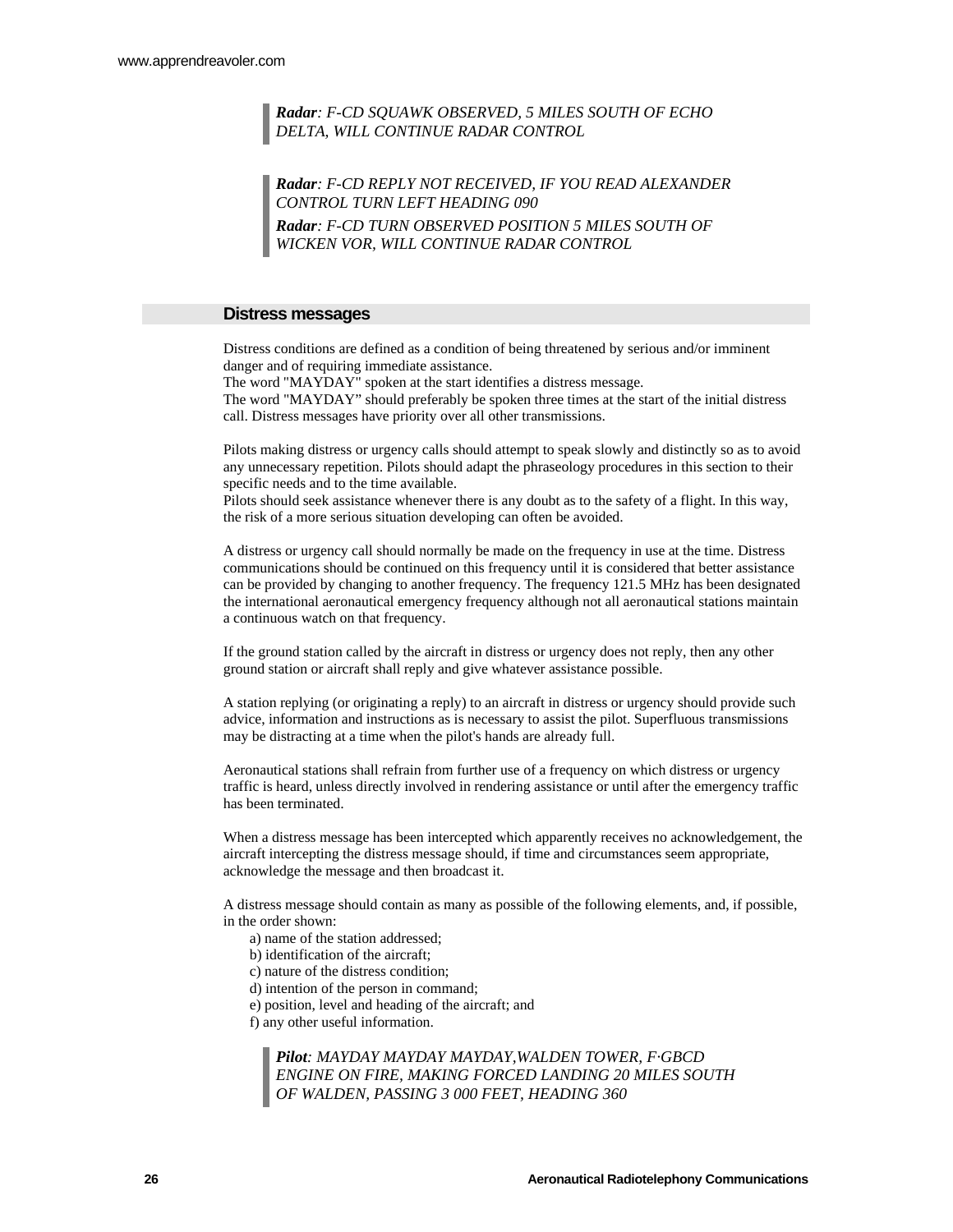> ***Radar**: F-CD SQUAWK OBSERVED, 5 MILES SOUTH OF ECHO DELTA, WILL CONTINUE RADAR CONTROL*

> ***Radar**: F-CD REPLY NOT RECEIVED, IF YOU READ ALEXANDER CONTROL TURN LEFT HEADING 090*
>
> ***Radar**: F-CD TURN OBSERVED POSITION 5 MILES SOUTH OF WICKEN VOR, WILL CONTINUE RADAR CONTROL*

## Distress messages

Distress conditions are defined as a condition of being threatened by serious and/or imminent danger and of requiring immediate assistance.
The word "MAYDAY" spoken at the start identifies a distress message.
The word "MAYDAY" should preferably be spoken three times at the start of the initial distress call. Distress messages have priority over all other transmissions.

Pilots making distress or urgency calls should attempt to speak slowly and distinctly so as to avoid any unnecessary repetition. Pilots should adapt the phraseology procedures in this section to their specific needs and to the time available.
Pilots should seek assistance whenever there is any doubt as to the safety of a flight. In this way, the risk of a more serious situation developing can often be avoided.

A distress or urgency call should normally be made on the frequency in use at the time. Distress communications should be continued on this frequency until it is considered that better assistance can be provided by changing to another frequency. The frequency 121.5 MHz has been designated the international aeronautical emergency frequency although not all aeronautical stations maintain a continuous watch on that frequency.

If the ground station called by the aircraft in distress or urgency does not reply, then any other ground station or aircraft shall reply and give whatever assistance possible.

A station replying (or originating a reply) to an aircraft in distress or urgency should provide such advice, information and instructions as is necessary to assist the pilot. Superfluous transmissions may be distracting at a time when the pilot's hands are already full.

Aeronautical stations shall refrain from further use of a frequency on which distress or urgency traffic is heard, unless directly involved in rendering assistance or until after the emergency traffic has been terminated.

When a distress message has been intercepted which apparently receives no acknowledgement, the aircraft intercepting the distress message should, if time and circumstances seem appropriate, acknowledge the message and then broadcast it.

A distress message should contain as many as possible of the following elements, and, if possible, in the order shown:

a) name of the station addressed;
b) identification of the aircraft;
c) nature of the distress condition;
d) intention of the person in command;
e) position, level and heading of the aircraft; and
f) any other useful information.

> ***Pilot**: MAYDAY MAYDAY MAYDAY,WALDEN TOWER, F·GBCD ENGINE ON FIRE, MAKING FORCED LANDING 20 MILES SOUTH OF WALDEN, PASSING 3 000 FEET, HEADING 360*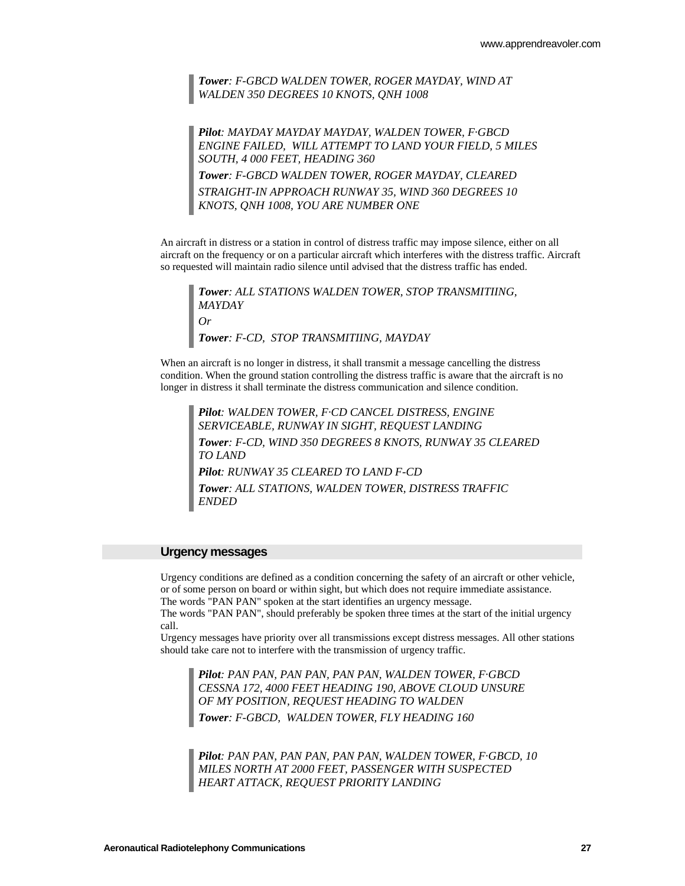> ***Tower**: F-GBCD WALDEN TOWER, ROGER MAYDAY, WIND AT WALDEN 350 DEGREES 10 KNOTS, QNH 1008*

> ***Pilot**: MAYDAY MAYDAY MAYDAY, WALDEN TOWER, F·GBCD ENGINE FAILED, WILL ATTEMPT TO LAND YOUR FIELD, 5 MILES SOUTH, 4 000 FEET, HEADING 360*
>
> ***Tower**: F-GBCD WALDEN TOWER, ROGER MAYDAY, CLEARED STRAIGHT-IN APPROACH RUNWAY 35, WIND 360 DEGREES 10 KNOTS, QNH 1008, YOU ARE NUMBER ONE*

An aircraft in distress or a station in control of distress traffic may impose silence, either on all aircraft on the frequency or on a particular aircraft which interferes with the distress traffic. Aircraft so requested will maintain radio silence until advised that the distress traffic has ended.

> ***Tower**: ALL STATIONS WALDEN TOWER, STOP TRANSMITIING, MAYDAY*
>
> *Or*
>
> ***Tower**: F-CD, STOP TRANSMITIING, MAYDAY*

When an aircraft is no longer in distress, it shall transmit a message cancelling the distress condition. When the ground station controlling the distress traffic is aware that the aircraft is no longer in distress it shall terminate the distress communication and silence condition.

> ***Pilot**: WALDEN TOWER, F·CD CANCEL DISTRESS, ENGINE SERVICEABLE, RUNWAY IN SIGHT, REQUEST LANDING*
>
> ***Tower**: F-CD, WIND 350 DEGREES 8 KNOTS, RUNWAY 35 CLEARED TO LAND*
>
> ***Pilot**: RUNWAY 35 CLEARED TO LAND F-CD*
>
> ***Tower**: ALL STATIONS, WALDEN TOWER, DISTRESS TRAFFIC ENDED*

## Urgency messages

Urgency conditions are defined as a condition concerning the safety of an aircraft or other vehicle, or of some person on board or within sight, but which does not require immediate assistance.
The words "PAN PAN" spoken at the start identifies an urgency message.
The words "PAN PAN", should preferably be spoken three times at the start of the initial urgency call.
Urgency messages have priority over all transmissions except distress messages. All other stations should take care not to interfere with the transmission of urgency traffic.

> ***Pilot**: PAN PAN, PAN PAN, PAN PAN, WALDEN TOWER, F·GBCD CESSNA 172, 4000 FEET HEADING 190, ABOVE CLOUD UNSURE OF MY POSITION, REQUEST HEADING TO WALDEN*
>
> ***Tower**: F-GBCD, WALDEN TOWER, FLY HEADING 160*

> ***Pilot**: PAN PAN, PAN PAN, PAN PAN, WALDEN TOWER, F·GBCD, 10 MILES NORTH AT 2000 FEET, PASSENGER WITH SUSPECTED HEART ATTACK, REQUEST PRIORITY LANDING*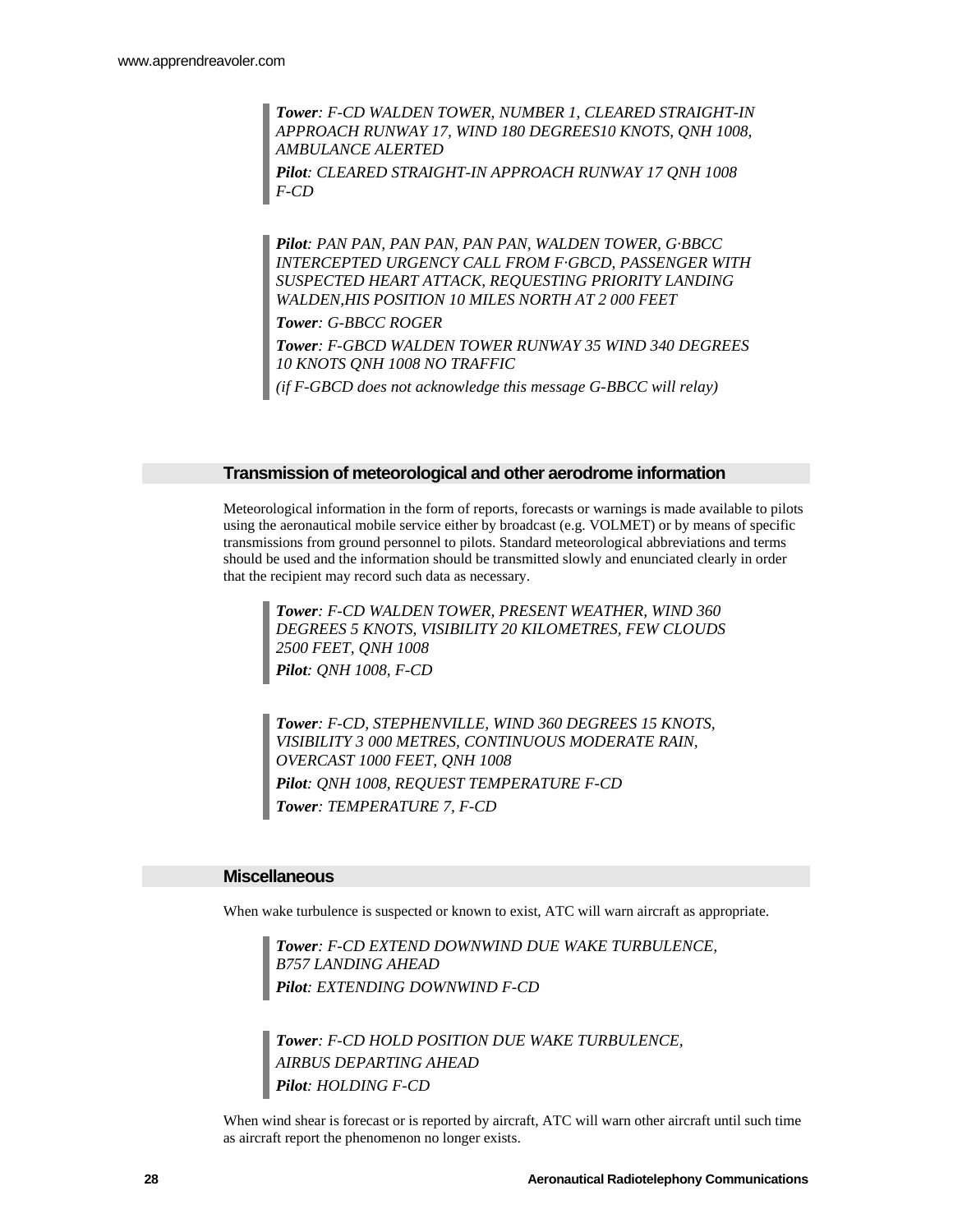> ***Tower**: F-CD WALDEN TOWER, NUMBER 1, CLEARED STRAIGHT-IN APPROACH RUNWAY 17, WIND 180 DEGREES10 KNOTS, QNH 1008, AMBULANCE ALERTED*
>
> ***Pilot**: CLEARED STRAIGHT-IN APPROACH RUNWAY 17 QNH 1008 F-CD*

> ***Pilot**: PAN PAN, PAN PAN, PAN PAN, WALDEN TOWER, G·BBCC INTERCEPTED URGENCY CALL FROM F·GBCD, PASSENGER WITH SUSPECTED HEART ATTACK, REQUESTING PRIORITY LANDING WALDEN,HIS POSITION 10 MILES NORTH AT 2 000 FEET*
>
> ***Tower**: G-BBCC ROGER*
>
> ***Tower**: F-GBCD WALDEN TOWER RUNWAY 35 WIND 340 DEGREES 10 KNOTS QNH 1008 NO TRAFFIC*
>
> *(if F-GBCD does not acknowledge this message G-BBCC will relay)*

## Transmission of meteorological and other aerodrome information

Meteorological information in the form of reports, forecasts or warnings is made available to pilots using the aeronautical mobile service either by broadcast (e.g. VOLMET) or by means of specific transmissions from ground personnel to pilots. Standard meteorological abbreviations and terms should be used and the information should be transmitted slowly and enunciated clearly in order that the recipient may record such data as necessary.

> ***Tower**: F-CD WALDEN TOWER, PRESENT WEATHER, WIND 360 DEGREES 5 KNOTS, VISIBILITY 20 KILOMETRES, FEW CLOUDS 2500 FEET, QNH 1008*
>
> ***Pilot**: QNH 1008, F-CD*

> ***Tower**: F-CD, STEPHENVILLE, WIND 360 DEGREES 15 KNOTS, VISIBILITY 3 000 METRES, CONTINUOUS MODERATE RAIN, OVERCAST 1000 FEET, QNH 1008*
>
> ***Pilot**: QNH 1008, REQUEST TEMPERATURE F-CD*
>
> ***Tower**: TEMPERATURE 7, F-CD*

## Miscellaneous

When wake turbulence is suspected or known to exist, ATC will warn aircraft as appropriate.

> ***Tower**: F-CD EXTEND DOWNWIND DUE WAKE TURBULENCE, B757 LANDING AHEAD*
>
> ***Pilot**: EXTENDING DOWNWIND F-CD*

> ***Tower**: F-CD HOLD POSITION DUE WAKE TURBULENCE, AIRBUS DEPARTING AHEAD*
>
> ***Pilot**: HOLDING F-CD*

When wind shear is forecast or is reported by aircraft, ATC will warn other aircraft until such time as aircraft report the phenomenon no longer exists.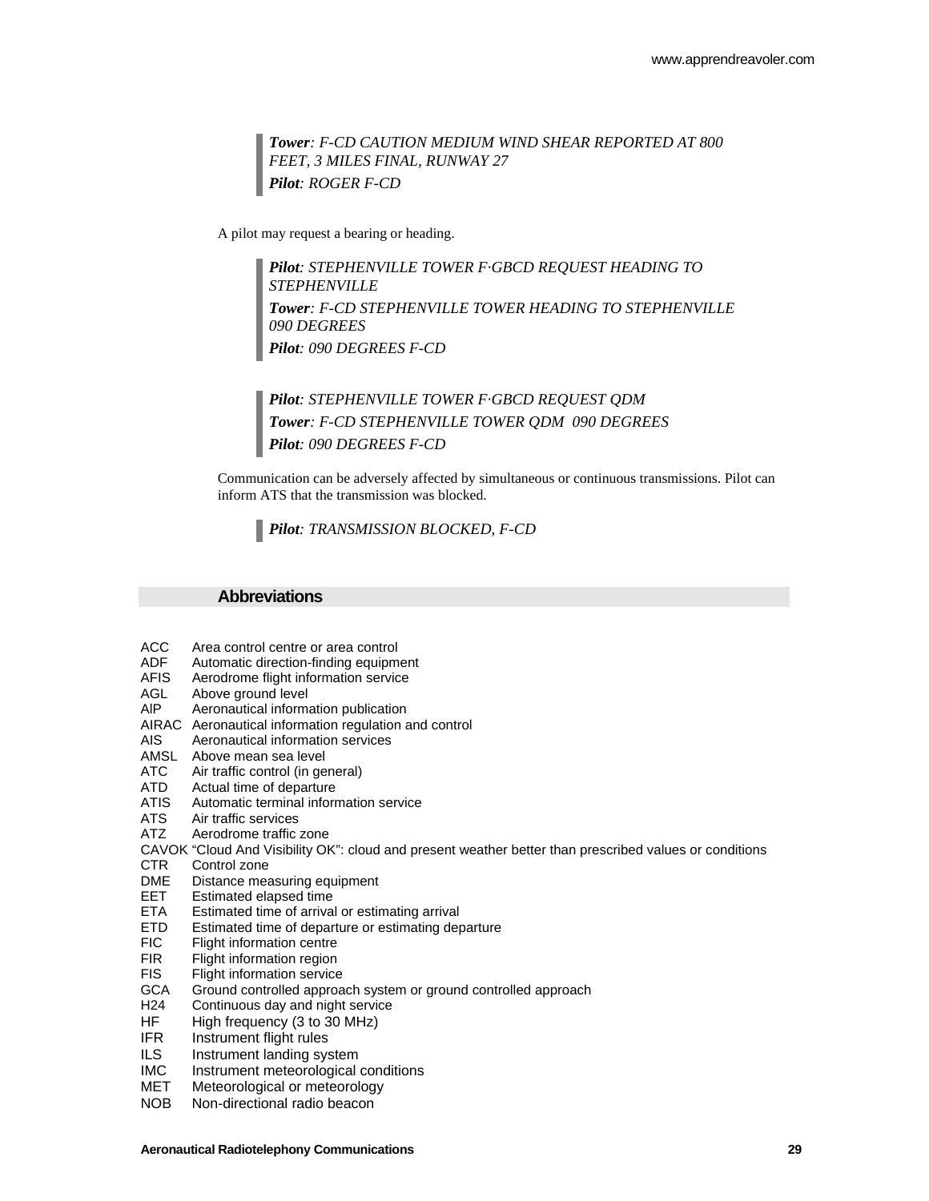> ***Tower**: F-CD CAUTION MEDIUM WIND SHEAR REPORTED AT 800 FEET, 3 MILES FINAL, RUNWAY 27*
>
> ***Pilot**: ROGER F-CD*

A pilot may request a bearing or heading.

> ***Pilot**: STEPHENVILLE TOWER F·GBCD REQUEST HEADING TO STEPHENVILLE*
>
> ***Tower**: F-CD STEPHENVILLE TOWER HEADING TO STEPHENVILLE 090 DEGREES*
>
> ***Pilot**: 090 DEGREES F-CD*

> ***Pilot**: STEPHENVILLE TOWER F·GBCD REQUEST QDM*
>
> ***Tower**: F-CD STEPHENVILLE TOWER QDM 090 DEGREES*
>
> ***Pilot**: 090 DEGREES F-CD*

Communication can be adversely affected by simultaneous or continuous transmissions. Pilot can inform ATS that the transmission was blocked.

> ***Pilot**: TRANSMISSION BLOCKED, F-CD*

## Abbreviations

| | |
|---|---|
| ACC | Area control centre or area control |
| ADF | Automatic direction-finding equipment |
| AFIS | Aerodrome flight information service |
| AGL | Above ground level |
| AIP | Aeronautical information publication |
| AIRAC | Aeronautical information regulation and control |
| AIS | Aeronautical information services |
| AMSL | Above mean sea level |
| ATC | Air traffic control (in general) |
| ATD | Actual time of departure |
| ATIS | Automatic terminal information service |
| ATS | Air traffic services |
| ATZ | Aerodrome traffic zone |
| CAVOK | "Cloud And Visibility OK": cloud and present weather better than prescribed values or conditions |
| CTR | Control zone |
| DME | Distance measuring equipment |
| EET | Estimated elapsed time |
| ETA | Estimated time of arrival or estimating arrival |
| ETD | Estimated time of departure or estimating departure |
| FIC | Flight information centre |
| FIR | Flight information region |
| FIS | Flight information service |
| GCA | Ground controlled approach system or ground controlled approach |
| H24 | Continuous day and night service |
| HF | High frequency (3 to 30 MHz) |
| IFR | Instrument flight rules |
| ILS | Instrument landing system |
| IMC | Instrument meteorological conditions |
| MET | Meteorological or meteorology |
| NOB | Non-directional radio beacon |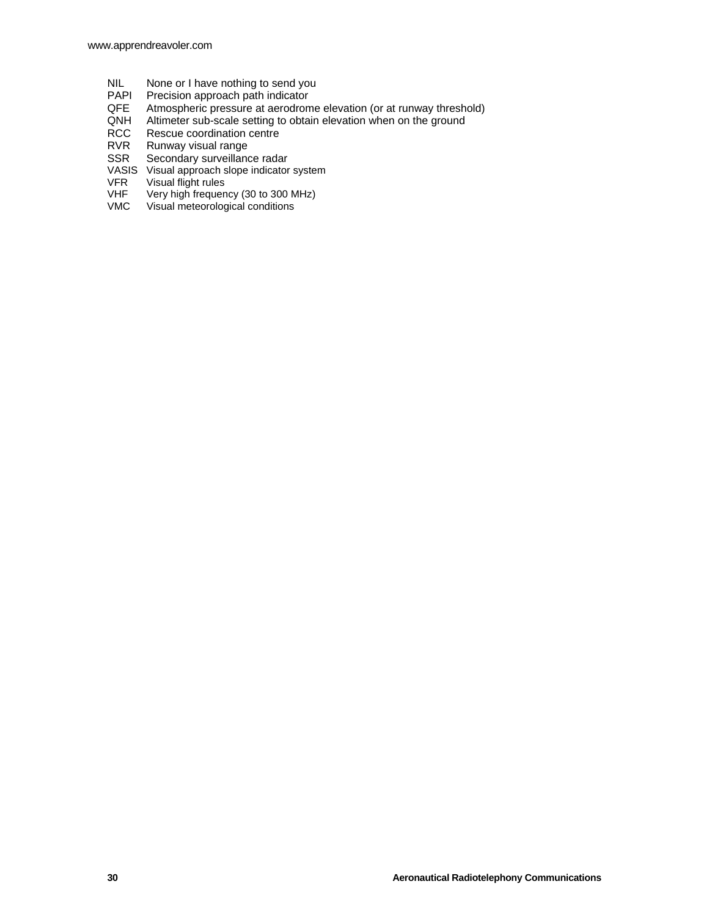| | |
|---|---|
| NIL | None or I have nothing to send you |
| PAPI | Precision approach path indicator |
| QFE | Atmospheric pressure at aerodrome elevation (or at runway threshold) |
| QNH | Altimeter sub-scale setting to obtain elevation when on the ground |
| RCC | Rescue coordination centre |
| RVR | Runway visual range |
| SSR | Secondary surveillance radar |
| VASIS | Visual approach slope indicator system |
| VFR | Visual flight rules |
| VHF | Very high frequency (30 to 300 MHz) |
| VMC | Visual meteorological conditions |